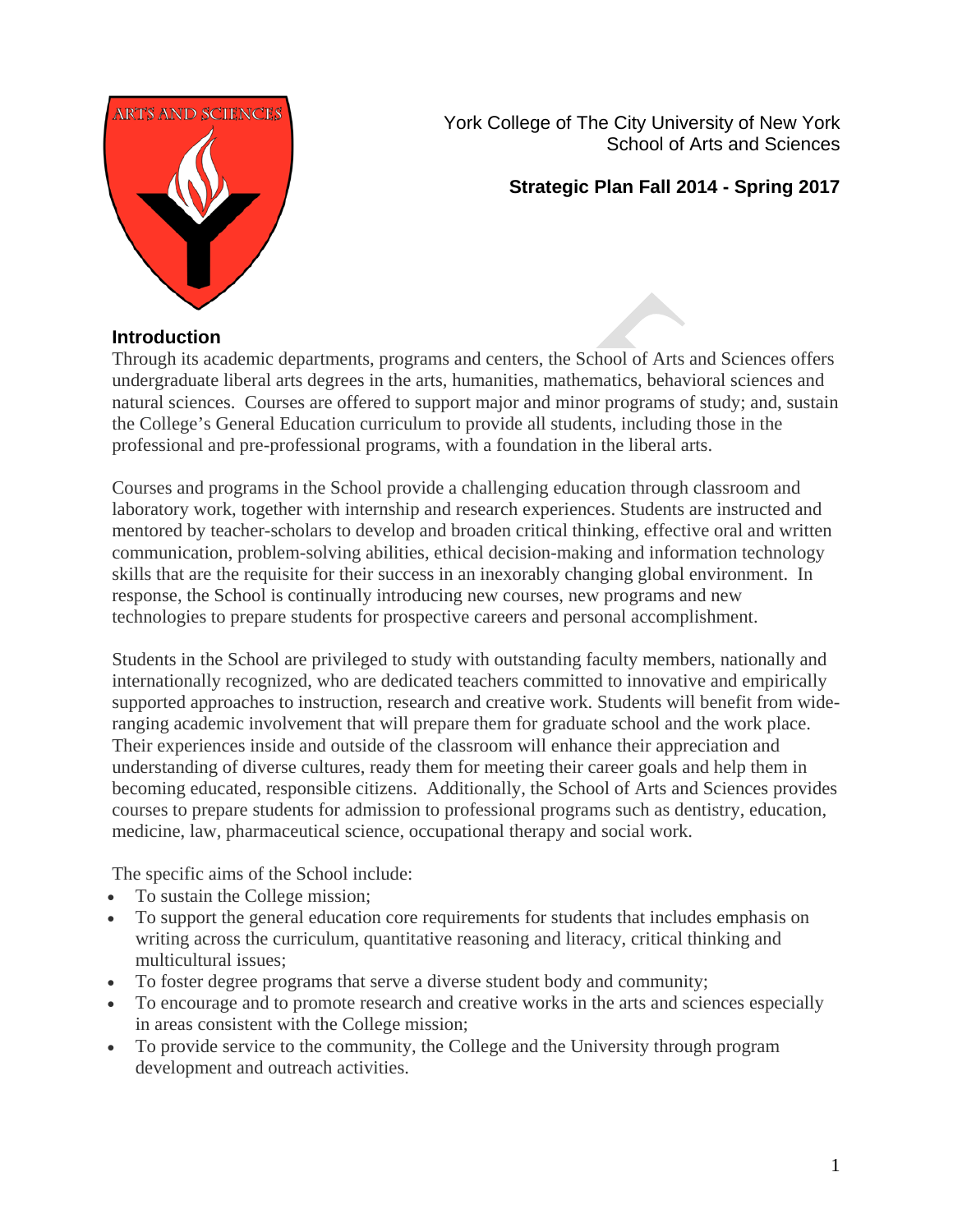York College of The City University of New York
School of Arts and Sciences

**Strategic Plan Fall 2014 - Spring 2017**

## Introduction

Through its academic departments, programs and centers, the School of Arts and Sciences offers undergraduate liberal arts degrees in the arts, humanities, mathematics, behavioral sciences and natural sciences. Courses are offered to support major and minor programs of study; and, sustain the College's General Education curriculum to provide all students, including those in the professional and pre-professional programs, with a foundation in the liberal arts.

Courses and programs in the School provide a challenging education through classroom and laboratory work, together with internship and research experiences. Students are instructed and mentored by teacher-scholars to develop and broaden critical thinking, effective oral and written communication, problem-solving abilities, ethical decision-making and information technology skills that are the requisite for their success in an inexorably changing global environment. In response, the School is continually introducing new courses, new programs and new technologies to prepare students for prospective careers and personal accomplishment.

Students in the School are privileged to study with outstanding faculty members, nationally and internationally recognized, who are dedicated teachers committed to innovative and empirically supported approaches to instruction, research and creative work. Students will benefit from wide-ranging academic involvement that will prepare them for graduate school and the work place. Their experiences inside and outside of the classroom will enhance their appreciation and understanding of diverse cultures, ready them for meeting their career goals and help them in becoming educated, responsible citizens. Additionally, the School of Arts and Sciences provides courses to prepare students for admission to professional programs such as dentistry, education, medicine, law, pharmaceutical science, occupational therapy and social work.

The specific aims of the School include:

- To sustain the College mission;
- To support the general education core requirements for students that includes emphasis on writing across the curriculum, quantitative reasoning and literacy, critical thinking and multicultural issues;
- To foster degree programs that serve a diverse student body and community;
- To encourage and to promote research and creative works in the arts and sciences especially in areas consistent with the College mission;
- To provide service to the community, the College and the University through program development and outreach activities.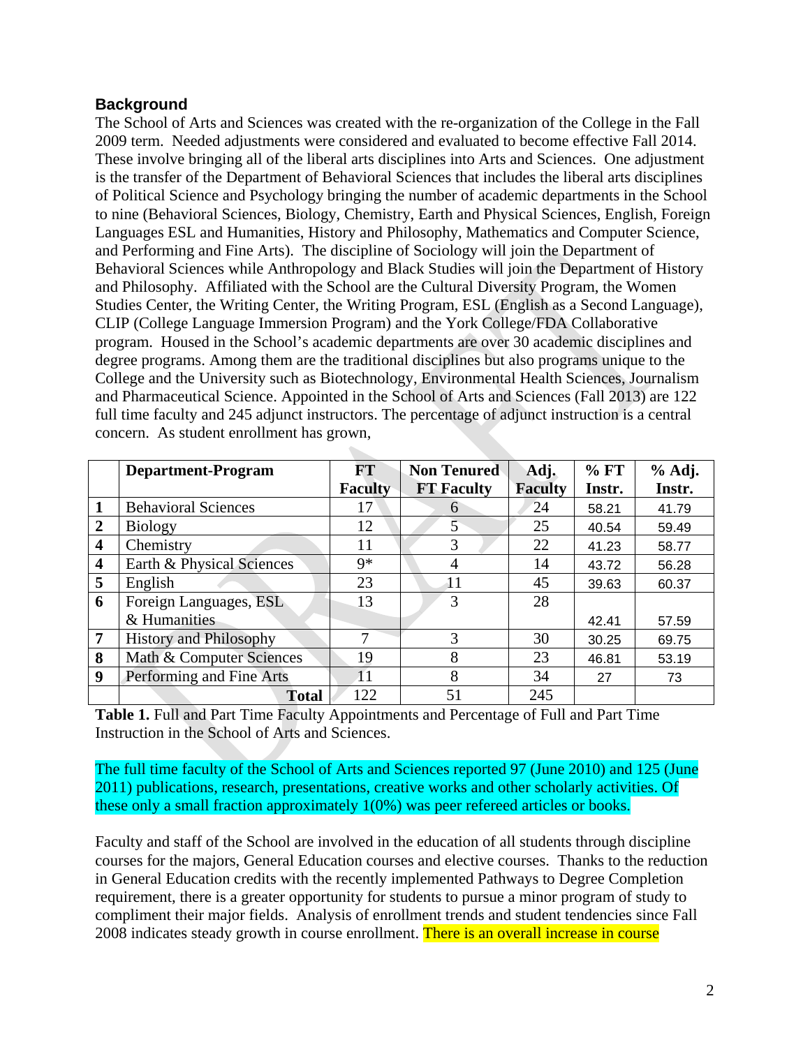## Background

The School of Arts and Sciences was created with the re-organization of the College in the Fall 2009 term. Needed adjustments were considered and evaluated to become effective Fall 2014. These involve bringing all of the liberal arts disciplines into Arts and Sciences. One adjustment is the transfer of the Department of Behavioral Sciences that includes the liberal arts disciplines of Political Science and Psychology bringing the number of academic departments in the School to nine (Behavioral Sciences, Biology, Chemistry, Earth and Physical Sciences, English, Foreign Languages ESL and Humanities, History and Philosophy, Mathematics and Computer Science, and Performing and Fine Arts). The discipline of Sociology will join the Department of Behavioral Sciences while Anthropology and Black Studies will join the Department of History and Philosophy. Affiliated with the School are the Cultural Diversity Program, the Women Studies Center, the Writing Center, the Writing Program, ESL (English as a Second Language), CLIP (College Language Immersion Program) and the York College/FDA Collaborative program. Housed in the School's academic departments are over 30 academic disciplines and degree programs. Among them are the traditional disciplines but also programs unique to the College and the University such as Biotechnology, Environmental Health Sciences, Journalism and Pharmaceutical Science. Appointed in the School of Arts and Sciences (Fall 2013) are 122 full time faculty and 245 adjunct instructors. The percentage of adjunct instruction is a central concern. As student enrollment has grown,

| | Department-Program | FT Faculty | Non Tenured FT Faculty | Adj. Faculty | % FT Instr. | % Adj. Instr. |
|---|---|---|---|---|---|---|
| 1 | Behavioral Sciences | 17 | 6 | 24 | 58.21 | 41.79 |
| 2 | Biology | 12 | 5 | 25 | 40.54 | 59.49 |
| 4 | Chemistry | 11 | 3 | 22 | 41.23 | 58.77 |
| 4 | Earth & Physical Sciences | 9* | 4 | 14 | 43.72 | 56.28 |
| 5 | English | 23 | 11 | 45 | 39.63 | 60.37 |
| 6 | Foreign Languages, ESL & Humanities | 13 | 3 | 28 | 42.41 | 57.59 |
| 7 | History and Philosophy | 7 | 3 | 30 | 30.25 | 69.75 |
| 8 | Math & Computer Sciences | 19 | 8 | 23 | 46.81 | 53.19 |
| 9 | Performing and Fine Arts | 11 | 8 | 34 | 27 | 73 |
| | **Total** | 122 | 51 | 245 | | |

**Table 1.** Full and Part Time Faculty Appointments and Percentage of Full and Part Time Instruction in the School of Arts and Sciences.

The full time faculty of the School of Arts and Sciences reported 97 (June 2010) and 125 (June 2011) publications, research, presentations, creative works and other scholarly activities. Of these only a small fraction approximately 1(0%) was peer refereed articles or books.

Faculty and staff of the School are involved in the education of all students through discipline courses for the majors, General Education courses and elective courses. Thanks to the reduction in General Education credits with the recently implemented Pathways to Degree Completion requirement, there is a greater opportunity for students to pursue a minor program of study to compliment their major fields. Analysis of enrollment trends and student tendencies since Fall 2008 indicates steady growth in course enrollment. There is an overall increase in course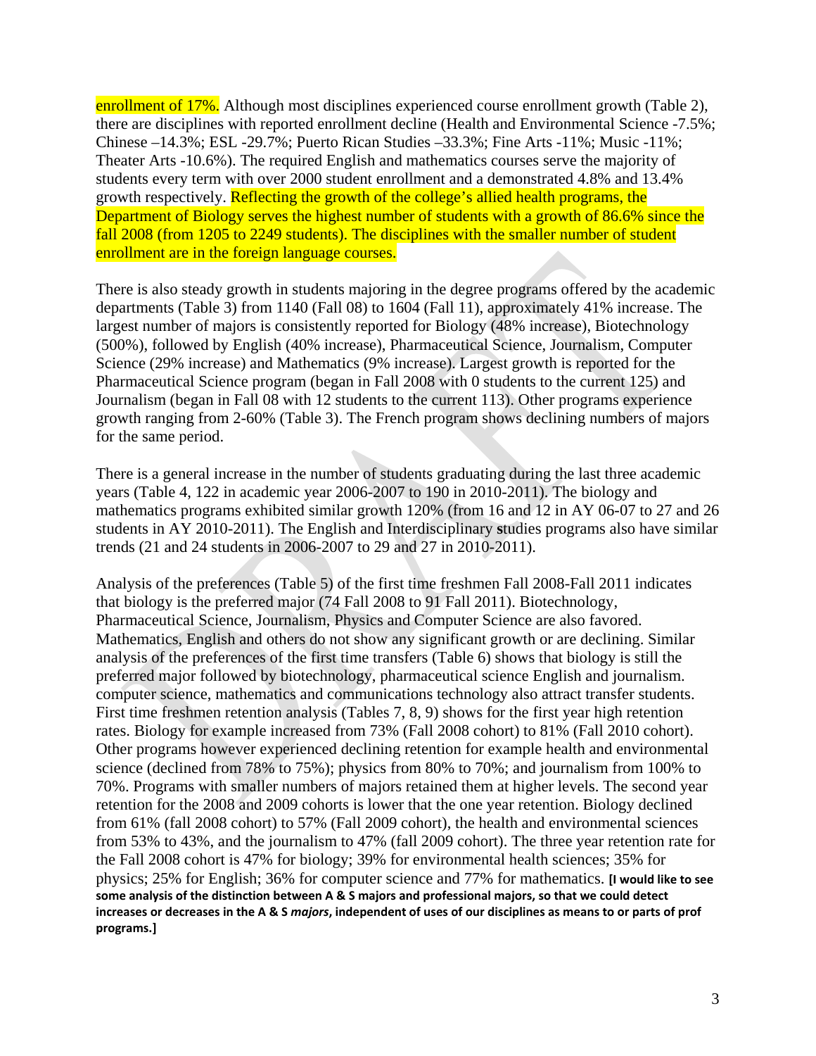enrollment of 17%. Although most disciplines experienced course enrollment growth (Table 2), there are disciplines with reported enrollment decline (Health and Environmental Science -7.5%; Chinese –14.3%; ESL -29.7%; Puerto Rican Studies –33.3%; Fine Arts -11%; Music -11%; Theater Arts -10.6%). The required English and mathematics courses serve the majority of students every term with over 2000 student enrollment and a demonstrated 4.8% and 13.4% growth respectively. Reflecting the growth of the college's allied health programs, the Department of Biology serves the highest number of students with a growth of 86.6% since the fall 2008 (from 1205 to 2249 students). The disciplines with the smaller number of student enrollment are in the foreign language courses.

There is also steady growth in students majoring in the degree programs offered by the academic departments (Table 3) from 1140 (Fall 08) to 1604 (Fall 11), approximately 41% increase. The largest number of majors is consistently reported for Biology (48% increase), Biotechnology (500%), followed by English (40% increase), Pharmaceutical Science, Journalism, Computer Science (29% increase) and Mathematics (9% increase). Largest growth is reported for the Pharmaceutical Science program (began in Fall 2008 with 0 students to the current 125) and Journalism (began in Fall 08 with 12 students to the current 113). Other programs experience growth ranging from 2-60% (Table 3). The French program shows declining numbers of majors for the same period.

There is a general increase in the number of students graduating during the last three academic years (Table 4, 122 in academic year 2006-2007 to 190 in 2010-2011). The biology and mathematics programs exhibited similar growth 120% (from 16 and 12 in AY 06-07 to 27 and 26 students in AY 2010-2011). The English and Interdisciplinary studies programs also have similar trends (21 and 24 students in 2006-2007 to 29 and 27 in 2010-2011).

Analysis of the preferences (Table 5) of the first time freshmen Fall 2008-Fall 2011 indicates that biology is the preferred major (74 Fall 2008 to 91 Fall 2011). Biotechnology, Pharmaceutical Science, Journalism, Physics and Computer Science are also favored. Mathematics, English and others do not show any significant growth or are declining. Similar analysis of the preferences of the first time transfers (Table 6) shows that biology is still the preferred major followed by biotechnology, pharmaceutical science English and journalism. computer science, mathematics and communications technology also attract transfer students. First time freshmen retention analysis (Tables 7, 8, 9) shows for the first year high retention rates. Biology for example increased from 73% (Fall 2008 cohort) to 81% (Fall 2010 cohort). Other programs however experienced declining retention for example health and environmental science (declined from 78% to 75%); physics from 80% to 70%; and journalism from 100% to 70%. Programs with smaller numbers of majors retained them at higher levels. The second year retention for the 2008 and 2009 cohorts is lower that the one year retention. Biology declined from 61% (fall 2008 cohort) to 57% (Fall 2009 cohort), the health and environmental sciences from 53% to 43%, and the journalism to 47% (fall 2009 cohort). The three year retention rate for the Fall 2008 cohort is 47% for biology; 39% for environmental health sciences; 35% for physics; 25% for English; 36% for computer science and 77% for mathematics. **[I would like to see some analysis of the distinction between A & S majors and professional majors, so that we could detect increases or decreases in the A & S *majors*, independent of uses of our disciplines as means to or parts of prof programs.]**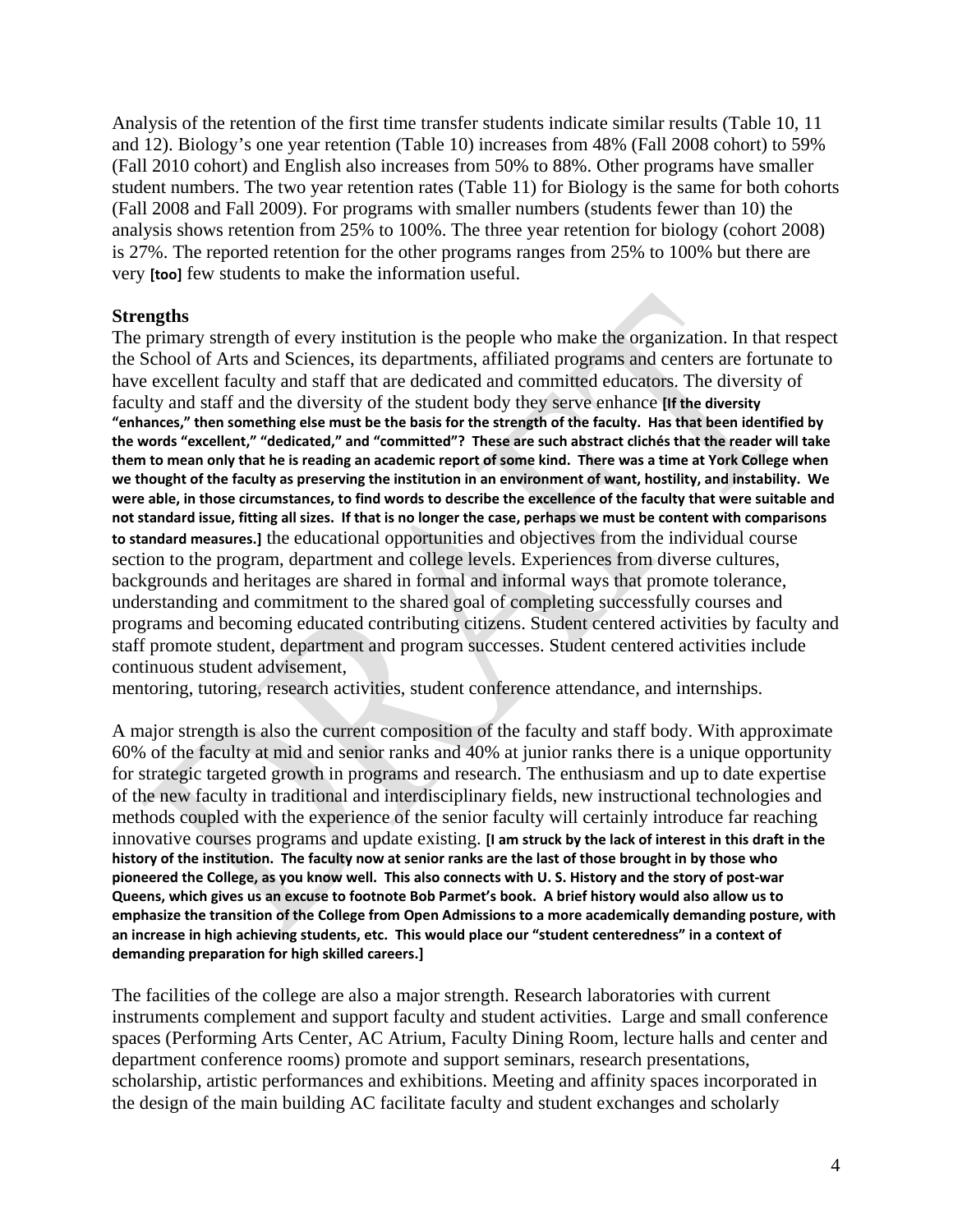Analysis of the retention of the first time transfer students indicate similar results (Table 10, 11 and 12). Biology's one year retention (Table 10) increases from 48% (Fall 2008 cohort) to 59% (Fall 2010 cohort) and English also increases from 50% to 88%. Other programs have smaller student numbers. The two year retention rates (Table 11) for Biology is the same for both cohorts (Fall 2008 and Fall 2009). For programs with smaller numbers (students fewer than 10) the analysis shows retention from 25% to 100%. The three year retention for biology (cohort 2008) is 27%. The reported retention for the other programs ranges from 25% to 100% but there are very **[too]** few students to make the information useful.

**Strengths**

The primary strength of every institution is the people who make the organization. In that respect the School of Arts and Sciences, its departments, affiliated programs and centers are fortunate to have excellent faculty and staff that are dedicated and committed educators. The diversity of faculty and staff and the diversity of the student body they serve enhance **[If the diversity "enhances," then something else must be the basis for the strength of the faculty. Has that been identified by the words "excellent," "dedicated," and "committed"? These are such abstract clichés that the reader will take them to mean only that he is reading an academic report of some kind. There was a time at York College when we thought of the faculty as preserving the institution in an environment of want, hostility, and instability. We were able, in those circumstances, to find words to describe the excellence of the faculty that were suitable and not standard issue, fitting all sizes. If that is no longer the case, perhaps we must be content with comparisons to standard measures.]** the educational opportunities and objectives from the individual course section to the program, department and college levels. Experiences from diverse cultures, backgrounds and heritages are shared in formal and informal ways that promote tolerance, understanding and commitment to the shared goal of completing successfully courses and programs and becoming educated contributing citizens. Student centered activities by faculty and staff promote student, department and program successes. Student centered activities include continuous student advisement,
mentoring, tutoring, research activities, student conference attendance, and internships.

A major strength is also the current composition of the faculty and staff body. With approximate 60% of the faculty at mid and senior ranks and 40% at junior ranks there is a unique opportunity for strategic targeted growth in programs and research. The enthusiasm and up to date expertise of the new faculty in traditional and interdisciplinary fields, new instructional technologies and methods coupled with the experience of the senior faculty will certainly introduce far reaching innovative courses programs and update existing. **[I am struck by the lack of interest in this draft in the history of the institution. The faculty now at senior ranks are the last of those brought in by those who pioneered the College, as you know well. This also connects with U. S. History and the story of post-war Queens, which gives us an excuse to footnote Bob Parmet's book. A brief history would also allow us to emphasize the transition of the College from Open Admissions to a more academically demanding posture, with an increase in high achieving students, etc. This would place our "student centeredness" in a context of demanding preparation for high skilled careers.]**

The facilities of the college are also a major strength. Research laboratories with current instruments complement and support faculty and student activities. Large and small conference spaces (Performing Arts Center, AC Atrium, Faculty Dining Room, lecture halls and center and department conference rooms) promote and support seminars, research presentations, scholarship, artistic performances and exhibitions. Meeting and affinity spaces incorporated in the design of the main building AC facilitate faculty and student exchanges and scholarly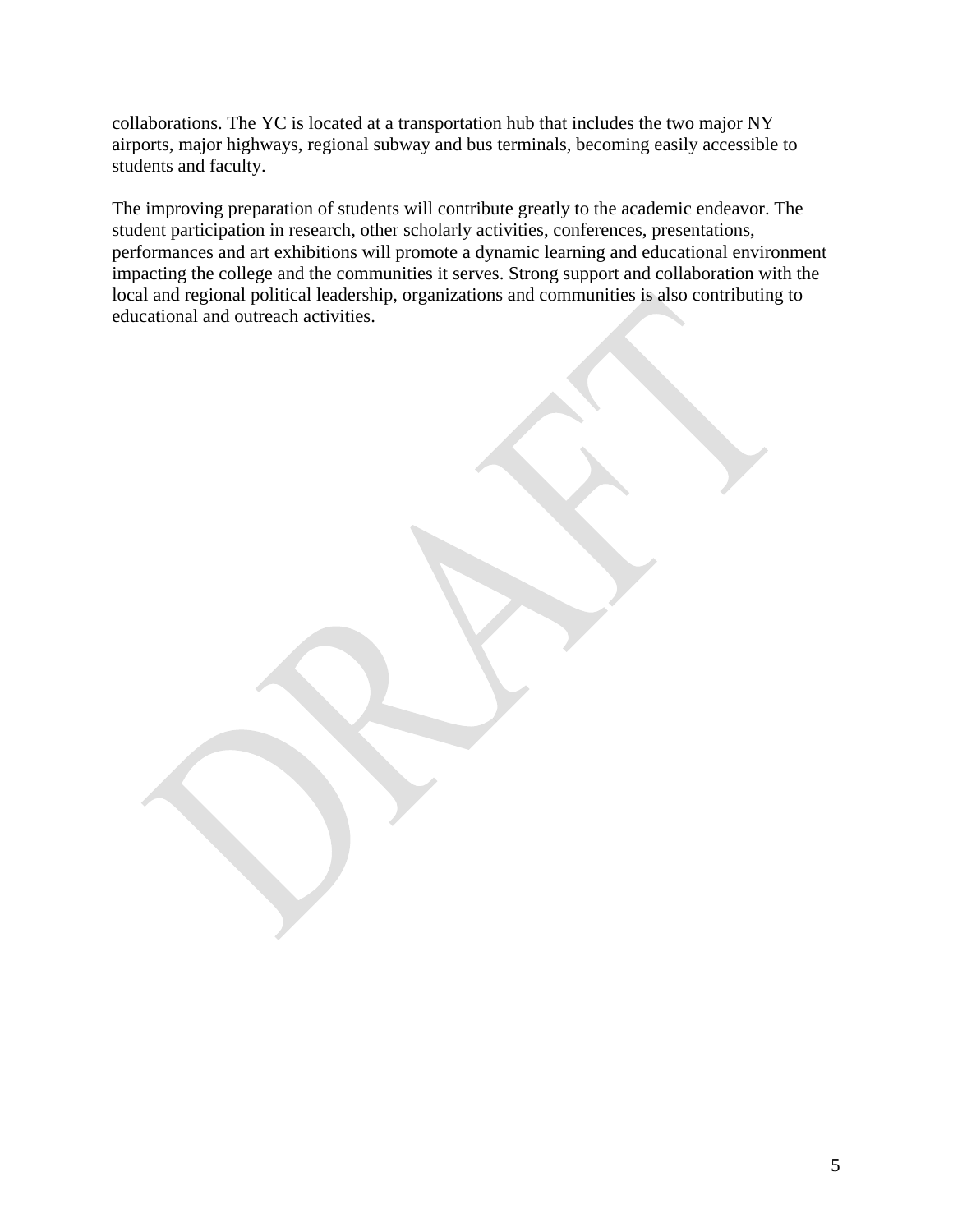collaborations. The YC is located at a transportation hub that includes the two major NY airports, major highways, regional subway and bus terminals, becoming easily accessible to students and faculty.

The improving preparation of students will contribute greatly to the academic endeavor. The student participation in research, other scholarly activities, conferences, presentations, performances and art exhibitions will promote a dynamic learning and educational environment impacting the college and the communities it serves. Strong support and collaboration with the local and regional political leadership, organizations and communities is also contributing to educational and outreach activities.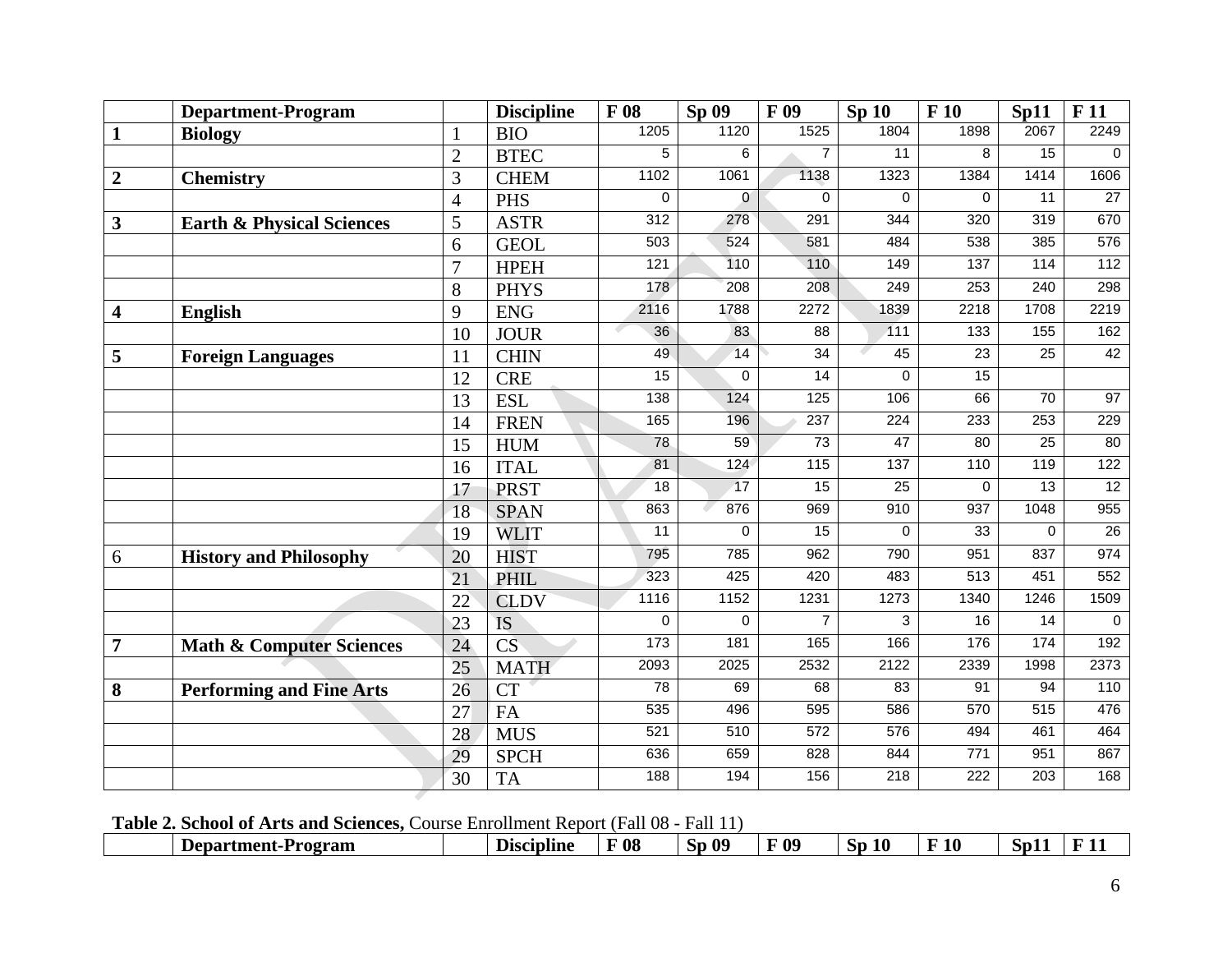| | Department-Program | | Discipline | F 08 | Sp 09 | F 09 | Sp 10 | F 10 | Sp11 | F 11 |
|---|---|---|---|---|---|---|---|---|---|---|
| **1** | **Biology** | 1 | BIO | 1205 | 1120 | 1525 | 1804 | 1898 | 2067 | 2249 |
| | | 2 | BTEC | 5 | 6 | 7 | 11 | 8 | 15 | 0 |
| **2** | **Chemistry** | 3 | CHEM | 1102 | 1061 | 1138 | 1323 | 1384 | 1414 | 1606 |
| | | 4 | PHS | 0 | 0 | 0 | 0 | 0 | 11 | 27 |
| **3** | **Earth & Physical Sciences** | 5 | ASTR | 312 | 278 | 291 | 344 | 320 | 319 | 670 |
| | | 6 | GEOL | 503 | 524 | 581 | 484 | 538 | 385 | 576 |
| | | 7 | HPEH | 121 | 110 | 110 | 149 | 137 | 114 | 112 |
| | | 8 | PHYS | 178 | 208 | 208 | 249 | 253 | 240 | 298 |
| **4** | **English** | 9 | ENG | 2116 | 1788 | 2272 | 1839 | 2218 | 1708 | 2219 |
| | | 10 | JOUR | 36 | 83 | 88 | 111 | 133 | 155 | 162 |
| **5** | **Foreign Languages** | 11 | CHIN | 49 | 14 | 34 | 45 | 23 | 25 | 42 |
| | | 12 | CRE | 15 | 0 | 14 | 0 | 15 | | |
| | | 13 | ESL | 138 | 124 | 125 | 106 | 66 | 70 | 97 |
| | | 14 | FREN | 165 | 196 | 237 | 224 | 233 | 253 | 229 |
| | | 15 | HUM | 78 | 59 | 73 | 47 | 80 | 25 | 80 |
| | | 16 | ITAL | 81 | 124 | 115 | 137 | 110 | 119 | 122 |
| | | 17 | PRST | 18 | 17 | 15 | 25 | 0 | 13 | 12 |
| | | 18 | SPAN | 863 | 876 | 969 | 910 | 937 | 1048 | 955 |
| | | 19 | WLIT | 11 | 0 | 15 | 0 | 33 | 0 | 26 |
| 6 | **History and Philosophy** | 20 | HIST | 795 | 785 | 962 | 790 | 951 | 837 | 974 |
| | | 21 | PHIL | 323 | 425 | 420 | 483 | 513 | 451 | 552 |
| | | 22 | CLDV | 1116 | 1152 | 1231 | 1273 | 1340 | 1246 | 1509 |
| | | 23 | IS | 0 | 0 | 7 | 3 | 16 | 14 | 0 |
| **7** | **Math & Computer Sciences** | 24 | CS | 173 | 181 | 165 | 166 | 176 | 174 | 192 |
| | | 25 | MATH | 2093 | 2025 | 2532 | 2122 | 2339 | 1998 | 2373 |
| **8** | **Performing and Fine Arts** | 26 | CT | 78 | 69 | 68 | 83 | 91 | 94 | 110 |
| | | 27 | FA | 535 | 496 | 595 | 586 | 570 | 515 | 476 |
| | | 28 | MUS | 521 | 510 | 572 | 576 | 494 | 461 | 464 |
| | | 29 | SPCH | 636 | 659 | 828 | 844 | 771 | 951 | 867 |
| | | 30 | TA | 188 | 194 | 156 | 218 | 222 | 203 | 168 |

**Table 2. School of Arts and Sciences,** Course Enrollment Report (Fall 08 - Fall 11)

| | Department-Program | | Discipline | F 08 | Sp 09 | F 09 | Sp 10 | F 10 | Sp11 | F 11 |
|---|---|---|---|---|---|---|---|---|---|---|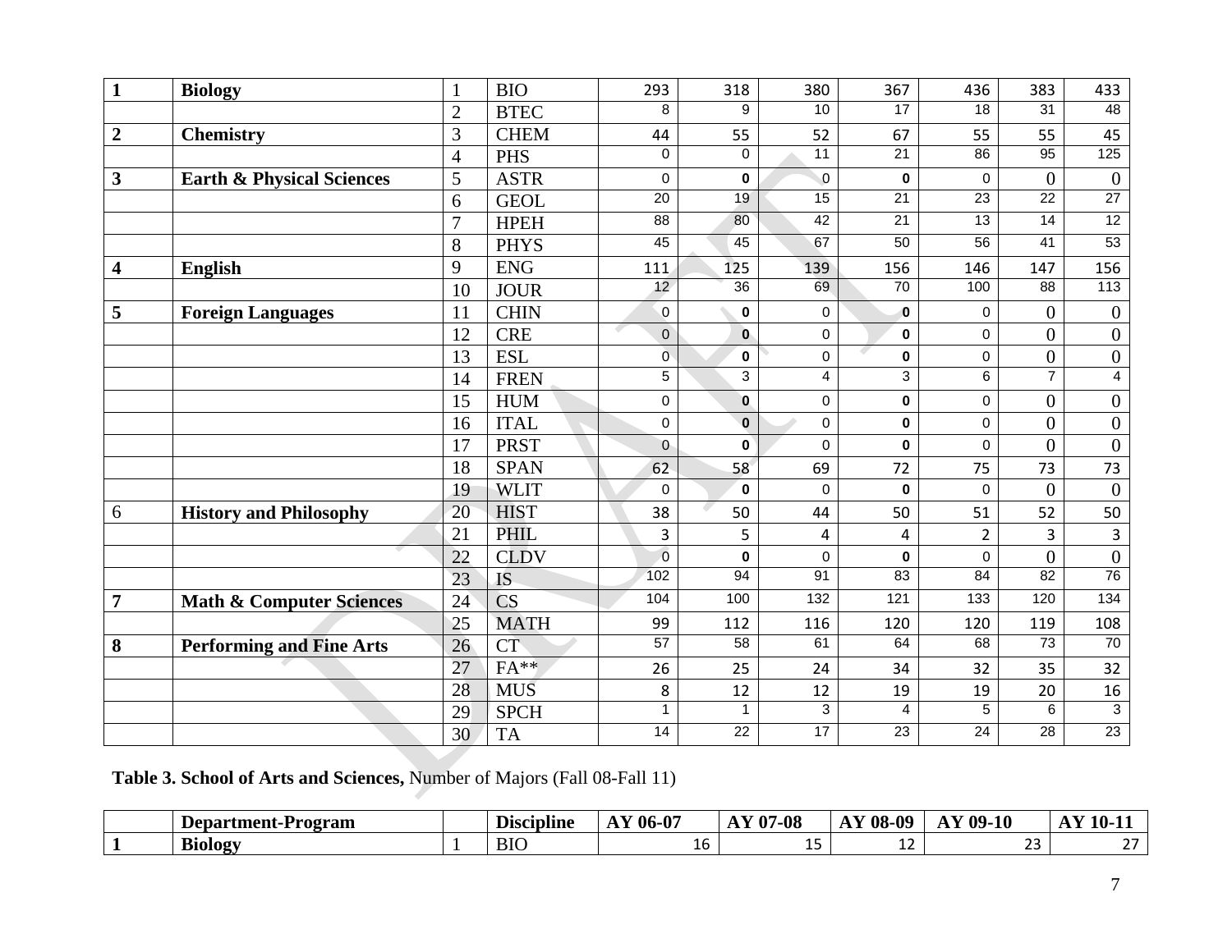| | | | | | | | | | | |
|---|---|---|---|---|---|---|---|---|---|---|
| **1** | **Biology** | 1 | BIO | 293 | 318 | 380 | 367 | 436 | 383 | 433 |
| | | 2 | BTEC | 8 | 9 | 10 | 17 | 18 | 31 | 48 |
| **2** | **Chemistry** | 3 | CHEM | 44 | 55 | 52 | 67 | 55 | 55 | 45 |
| | | 4 | PHS | 0 | 0 | 11 | 21 | 86 | 95 | 125 |
| **3** | **Earth & Physical Sciences** | 5 | ASTR | 0 | 0 | 0 | 0 | 0 | 0 | 0 |
| | | 6 | GEOL | 20 | 19 | 15 | 21 | 23 | 22 | 27 |
| | | 7 | HPEH | 88 | 80 | 42 | 21 | 13 | 14 | 12 |
| | | 8 | PHYS | 45 | 45 | 67 | 50 | 56 | 41 | 53 |
| **4** | **English** | 9 | ENG | 111 | 125 | 139 | 156 | 146 | 147 | 156 |
| | | 10 | JOUR | 12 | 36 | 69 | 70 | 100 | 88 | 113 |
| **5** | **Foreign Languages** | 11 | CHIN | 0 | 0 | 0 | 0 | 0 | 0 | 0 |
| | | 12 | CRE | 0 | 0 | 0 | 0 | 0 | 0 | 0 |
| | | 13 | ESL | 0 | 0 | 0 | 0 | 0 | 0 | 0 |
| | | 14 | FREN | 5 | 3 | 4 | 3 | 6 | 7 | 4 |
| | | 15 | HUM | 0 | 0 | 0 | 0 | 0 | 0 | 0 |
| | | 16 | ITAL | 0 | 0 | 0 | 0 | 0 | 0 | 0 |
| | | 17 | PRST | 0 | 0 | 0 | 0 | 0 | 0 | 0 |
| | | 18 | SPAN | 62 | 58 | 69 | 72 | 75 | 73 | 73 |
| | | 19 | WLIT | 0 | 0 | 0 | 0 | 0 | 0 | 0 |
| 6 | **History and Philosophy** | 20 | HIST | 38 | 50 | 44 | 50 | 51 | 52 | 50 |
| | | 21 | PHIL | 3 | 5 | 4 | 4 | 2 | 3 | 3 |
| | | 22 | CLDV | 0 | 0 | 0 | 0 | 0 | 0 | 0 |
| | | 23 | IS | 102 | 94 | 91 | 83 | 84 | 82 | 76 |
| **7** | **Math & Computer Sciences** | 24 | CS | 104 | 100 | 132 | 121 | 133 | 120 | 134 |
| | | 25 | MATH | 99 | 112 | 116 | 120 | 120 | 119 | 108 |
| **8** | **Performing and Fine Arts** | 26 | CT | 57 | 58 | 61 | 64 | 68 | 73 | 70 |
| | | 27 | FA** | 26 | 25 | 24 | 34 | 32 | 35 | 32 |
| | | 28 | MUS | 8 | 12 | 12 | 19 | 19 | 20 | 16 |
| | | 29 | SPCH | 1 | 1 | 3 | 4 | 5 | 6 | 3 |
| | | 30 | TA | 14 | 22 | 17 | 23 | 24 | 28 | 23 |

**Table 3. School of Arts and Sciences,** Number of Majors (Fall 08-Fall 11)

| | Department-Program | | Discipline | AY 06-07 | AY 07-08 | AY 08-09 | AY 09-10 | AY 10-11 |
|---|---|---|---|---|---|---|---|---|
| **1** | **Biology** | 1 | BIO | 16 | 15 | 12 | 23 | 27 |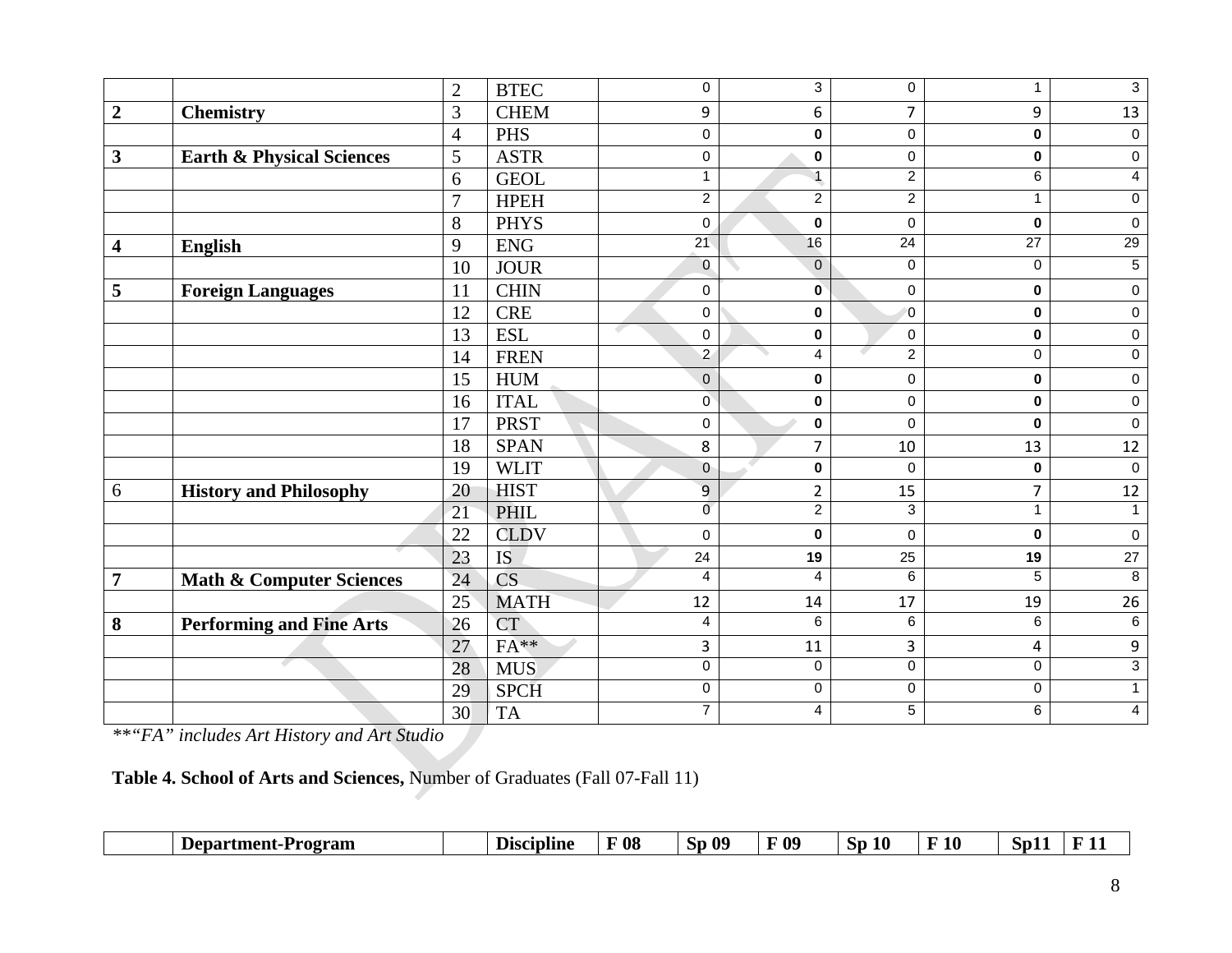|   |   |   |   |   |   |   |   |   |
|---|---|---|---|---|---|---|---|---|
|   |   | 2 | BTEC | 0 | 3 | 0 | 1 | 3 |
| **2** | **Chemistry** | 3 | CHEM | 9 | 6 | 7 | 9 | 13 |
|   |   | 4 | PHS | 0 | **0** | 0 | **0** | 0 |
| **3** | **Earth & Physical Sciences** | 5 | ASTR | 0 | **0** | 0 | **0** | 0 |
|   |   | 6 | GEOL | 1 | 1 | 2 | 6 | 4 |
|   |   | 7 | HPEH | 2 | 2 | 2 | 1 | 0 |
|   |   | 8 | PHYS | 0 | **0** | 0 | **0** | 0 |
| **4** | **English** | 9 | ENG | 21 | 16 | 24 | 27 | 29 |
|   |   | 10 | JOUR | 0 | 0 | 0 | 0 | 5 |
| **5** | **Foreign Languages** | 11 | CHIN | 0 | **0** | 0 | **0** | 0 |
|   |   | 12 | CRE | 0 | **0** | 0 | **0** | 0 |
|   |   | 13 | ESL | 0 | **0** | 0 | **0** | 0 |
|   |   | 14 | FREN | 2 | 4 | 2 | 0 | 0 |
|   |   | 15 | HUM | 0 | **0** | 0 | **0** | 0 |
|   |   | 16 | ITAL | 0 | **0** | 0 | **0** | 0 |
|   |   | 17 | PRST | 0 | **0** | 0 | **0** | 0 |
|   |   | 18 | SPAN | 8 | 7 | 10 | 13 | 12 |
|   |   | 19 | WLIT | 0 | **0** | 0 | **0** | 0 |
| 6 | **History and Philosophy** | 20 | HIST | 9 | 2 | 15 | 7 | 12 |
|   |   | 21 | PHIL | 0 | 2 | 3 | 1 | 1 |
|   |   | 22 | CLDV | 0 | **0** | 0 | **0** | 0 |
|   |   | 23 | IS | 24 | **19** | 25 | **19** | 27 |
| **7** | **Math & Computer Sciences** | 24 | CS | 4 | 4 | 6 | 5 | 8 |
|   |   | 25 | MATH | 12 | 14 | 17 | 19 | 26 |
| **8** | **Performing and Fine Arts** | 26 | CT | 4 | 6 | 6 | 6 | 6 |
|   |   | 27 | FA** | 3 | 11 | 3 | 4 | 9 |
|   |   | 28 | MUS | 0 | 0 | 0 | 0 | 3 |
|   |   | 29 | SPCH | 0 | 0 | 0 | 0 | 1 |
|   |   | 30 | TA | 7 | 4 | 5 | 6 | 4 |

*\*\*"FA" includes Art History and Art Studio*

**Table 4. School of Arts and Sciences,** Number of Graduates (Fall 07-Fall 11)

|   | **Department-Program** |   | **Discipline** | **F 08** | **Sp 09** | **F 09** | **Sp 10** | **F 10** | **Sp11** | **F 11** |
|---|---|---|---|---|---|---|---|---|---|---|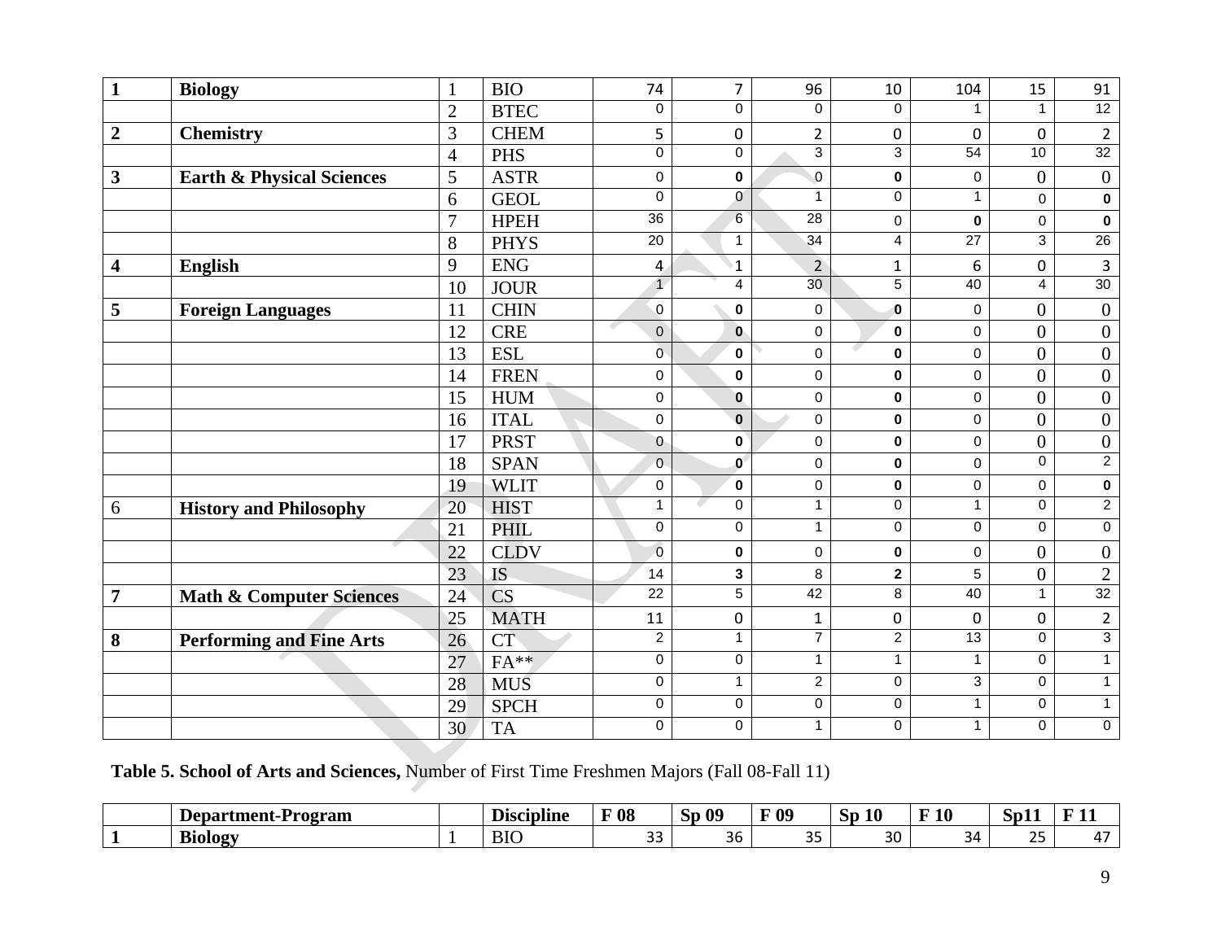| 1 | Biology | 1 | BIO | 74 | 7 | 96 | 10 | 104 | 15 | 91 |
|---|---|---|---|---|---|---|---|---|---|---|
| | | 2 | BTEC | 0 | 0 | 0 | 0 | 1 | 1 | 12 |
| 2 | **Chemistry** | 3 | CHEM | 5 | 0 | 2 | 0 | 0 | 0 | 2 |
| | | 4 | PHS | 0 | 0 | 3 | 3 | 54 | 10 | 32 |
| 3 | **Earth & Physical Sciences** | 5 | ASTR | 0 | 0 | 0 | 0 | 0 | 0 | 0 |
| | | 6 | GEOL | 0 | 0 | 1 | 0 | 1 | 0 | 0 |
| | | 7 | HPEH | 36 | 6 | 28 | 0 | 0 | 0 | 0 |
| | | 8 | PHYS | 20 | 1 | 34 | 4 | 27 | 3 | 26 |
| 4 | **English** | 9 | ENG | 4 | 1 | 2 | 1 | 6 | 0 | 3 |
| | | 10 | JOUR | 1 | 4 | 30 | 5 | 40 | 4 | 30 |
| 5 | **Foreign Languages** | 11 | CHIN | 0 | 0 | 0 | 0 | 0 | 0 | 0 |
| | | 12 | CRE | 0 | 0 | 0 | 0 | 0 | 0 | 0 |
| | | 13 | ESL | 0 | 0 | 0 | 0 | 0 | 0 | 0 |
| | | 14 | FREN | 0 | 0 | 0 | 0 | 0 | 0 | 0 |
| | | 15 | HUM | 0 | 0 | 0 | 0 | 0 | 0 | 0 |
| | | 16 | ITAL | 0 | 0 | 0 | 0 | 0 | 0 | 0 |
| | | 17 | PRST | 0 | 0 | 0 | 0 | 0 | 0 | 0 |
| | | 18 | SPAN | 0 | 0 | 0 | 0 | 0 | 0 | 2 |
| | | 19 | WLIT | 0 | 0 | 0 | 0 | 0 | 0 | 0 |
| 6 | **History and Philosophy** | 20 | HIST | 1 | 0 | 1 | 0 | 1 | 0 | 2 |
| | | 21 | PHIL | 0 | 0 | 1 | 0 | 0 | 0 | 0 |
| | | 22 | CLDV | 0 | 0 | 0 | 0 | 0 | 0 | 0 |
| | | 23 | IS | 14 | 3 | 8 | 2 | 5 | 0 | 2 |
| 7 | **Math & Computer Sciences** | 24 | CS | 22 | 5 | 42 | 8 | 40 | 1 | 32 |
| | | 25 | MATH | 11 | 0 | 1 | 0 | 0 | 0 | 2 |
| 8 | **Performing and Fine Arts** | 26 | CT | 2 | 1 | 7 | 2 | 13 | 0 | 3 |
| | | 27 | FA** | 0 | 0 | 1 | 1 | 1 | 0 | 1 |
| | | 28 | MUS | 0 | 1 | 2 | 0 | 3 | 0 | 1 |
| | | 29 | SPCH | 0 | 0 | 0 | 0 | 1 | 0 | 1 |
| | | 30 | TA | 0 | 0 | 1 | 0 | 1 | 0 | 0 |

**Table 5. School of Arts and Sciences,** Number of First Time Freshmen Majors (Fall 08-Fall 11)

| | Department-Program | | Discipline | F 08 | Sp 09 | F 09 | Sp 10 | F 10 | Sp11 | F 11 |
|---|---|---|---|---|---|---|---|---|---|---|
| 1 | **Biology** | 1 | BIO | 33 | 36 | 35 | 30 | 34 | 25 | 47 |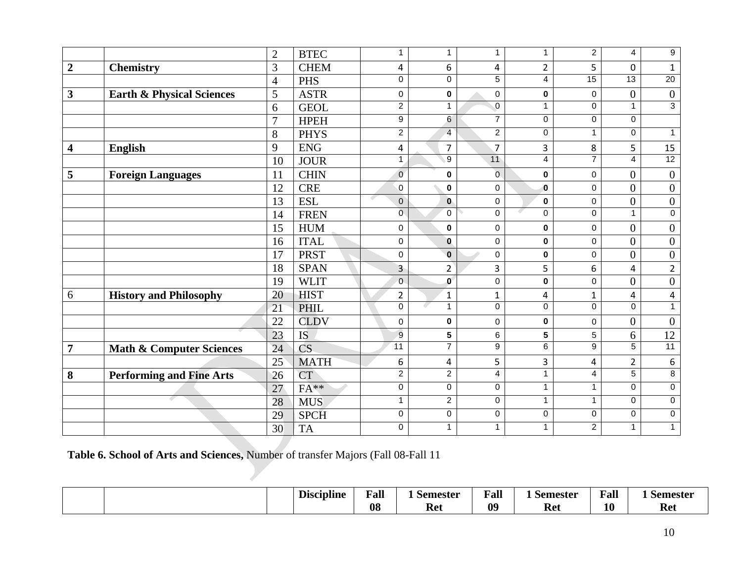| | | | | | | | | | | |
|---|---|---|---|---|---|---|---|---|---|---|
| | | 2 | BTEC | 1 | 1 | 1 | 1 | 2 | 4 | 9 |
| **2** | **Chemistry** | 3 | CHEM | 4 | 6 | 4 | 2 | 5 | 0 | 1 |
| | | 4 | PHS | 0 | 0 | 5 | 4 | 15 | 13 | 20 |
| **3** | **Earth & Physical Sciences** | 5 | ASTR | 0 | **0** | 0 | **0** | 0 | 0 | 0 |
| | | 6 | GEOL | 2 | 1 | 0 | 1 | 0 | 1 | 3 |
| | | 7 | HPEH | 9 | 6 | 7 | 0 | 0 | 0 | |
| | | 8 | PHYS | 2 | 4 | 2 | 0 | 1 | 0 | 1 |
| **4** | **English** | 9 | ENG | 4 | 7 | 7 | 3 | 8 | 5 | 15 |
| | | 10 | JOUR | 1 | 9 | 11 | 4 | 7 | 4 | 12 |
| **5** | **Foreign Languages** | 11 | CHIN | 0 | **0** | 0 | **0** | 0 | 0 | 0 |
| | | 12 | CRE | 0 | **0** | 0 | **0** | 0 | 0 | 0 |
| | | 13 | ESL | 0 | **0** | 0 | **0** | 0 | 0 | 0 |
| | | 14 | FREN | 0 | 0 | 0 | 0 | 0 | 1 | 0 |
| | | 15 | HUM | 0 | **0** | 0 | **0** | 0 | 0 | 0 |
| | | 16 | ITAL | 0 | **0** | 0 | **0** | 0 | 0 | 0 |
| | | 17 | PRST | 0 | **0** | 0 | **0** | 0 | 0 | 0 |
| | | 18 | SPAN | 3 | 2 | 3 | 5 | 6 | 4 | 2 |
| | | 19 | WLIT | 0 | **0** | 0 | **0** | 0 | 0 | 0 |
| 6 | **History and Philosophy** | 20 | HIST | 2 | 1 | 1 | 4 | 1 | 4 | 4 |
| | | 21 | PHIL | 0 | 1 | 0 | 0 | 0 | 0 | 1 |
| | | 22 | CLDV | 0 | **0** | 0 | **0** | 0 | 0 | 0 |
| | | 23 | IS | 9 | **5** | 6 | **5** | 5 | 6 | 12 |
| **7** | **Math & Computer Sciences** | 24 | CS | 11 | 7 | 9 | 6 | 9 | 5 | 11 |
| | | 25 | MATH | 6 | 4 | 5 | 3 | 4 | 2 | 6 |
| **8** | **Performing and Fine Arts** | 26 | CT | 2 | 2 | 4 | 1 | 4 | 5 | 8 |
| | | 27 | FA** | 0 | 0 | 0 | 1 | 1 | 0 | 0 |
| | | 28 | MUS | 1 | 2 | 0 | 1 | 1 | 0 | 0 |
| | | 29 | SPCH | 0 | 0 | 0 | 0 | 0 | 0 | 0 |
| | | 30 | TA | 0 | 1 | 1 | 1 | 2 | 1 | 1 |

**Table 6. School of Arts and Sciences,** Number of transfer Majors (Fall 08-Fall 11

| | | | Discipline | Fall 08 | 1 Semester Ret | Fall 09 | 1 Semester Ret | Fall 10 | 1 Semester Ret |
|---|---|---|---|---|---|---|---|---|---|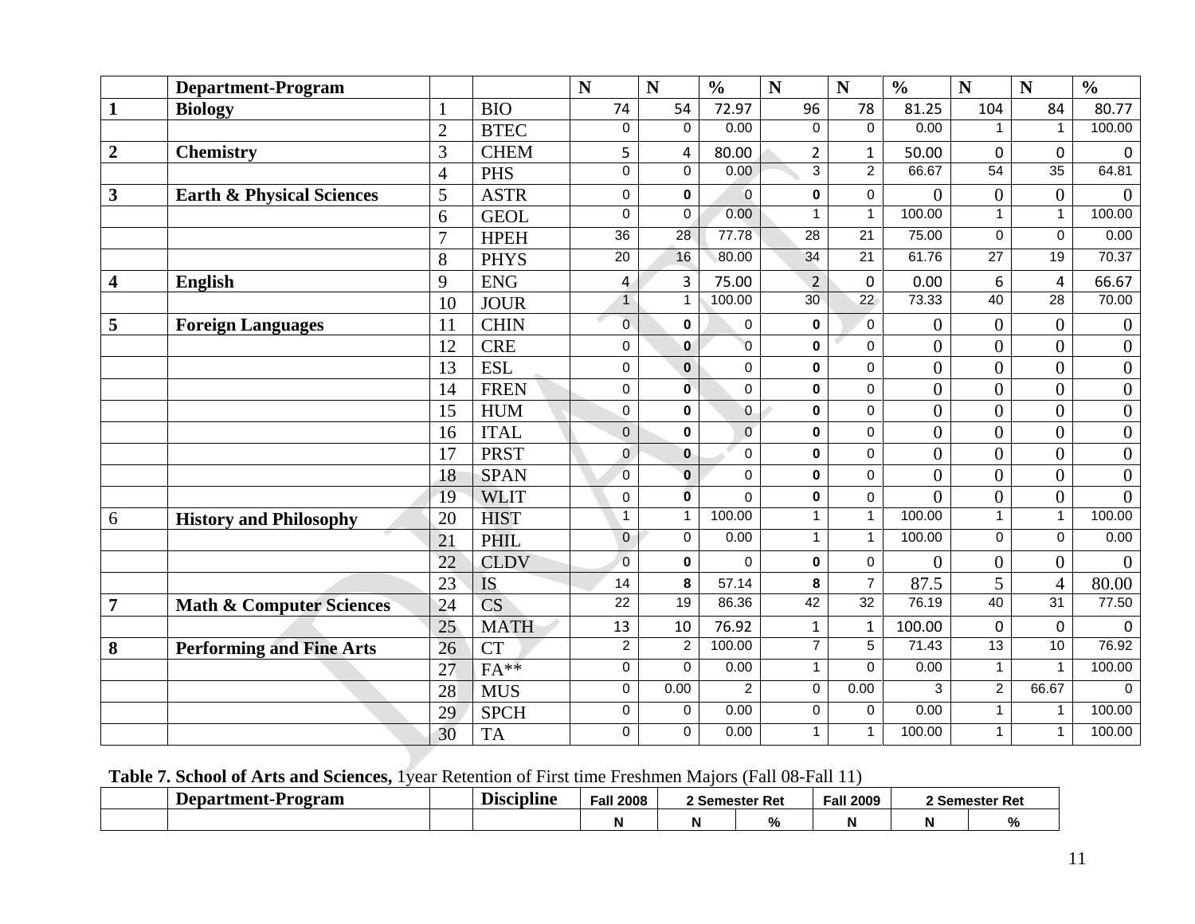| | Department-Program | | | N | N | % | N | N | % | N | N | % |
|---|---|---|---|---|---|---|---|---|---|---|---|---|
| 1 | **Biology** | 1 | BIO | 74 | 54 | 72.97 | 96 | 78 | 81.25 | 104 | 84 | 80.77 |
| | | 2 | BTEC | 0 | 0 | 0.00 | 0 | 0 | 0.00 | 1 | 1 | 100.00 |
| 2 | **Chemistry** | 3 | CHEM | 5 | 4 | 80.00 | 2 | 1 | 50.00 | 0 | 0 | 0 |
| | | 4 | PHS | 0 | 0 | 0.00 | 3 | 2 | 66.67 | 54 | 35 | 64.81 |
| 3 | **Earth & Physical Sciences** | 5 | ASTR | 0 | 0 | 0 | 0 | 0 | 0 | 0 | 0 | 0 |
| | | 6 | GEOL | 0 | 0 | 0.00 | 1 | 1 | 100.00 | 1 | 1 | 100.00 |
| | | 7 | HPEH | 36 | 28 | 77.78 | 28 | 21 | 75.00 | 0 | 0 | 0.00 |
| | | 8 | PHYS | 20 | 16 | 80.00 | 34 | 21 | 61.76 | 27 | 19 | 70.37 |
| 4 | **English** | 9 | ENG | 4 | 3 | 75.00 | 2 | 0 | 0.00 | 6 | 4 | 66.67 |
| | | 10 | JOUR | 1 | 1 | 100.00 | 30 | 22 | 73.33 | 40 | 28 | 70.00 |
| 5 | **Foreign Languages** | 11 | CHIN | 0 | 0 | 0 | 0 | 0 | 0 | 0 | 0 | 0 |
| | | 12 | CRE | 0 | 0 | 0 | 0 | 0 | 0 | 0 | 0 | 0 |
| | | 13 | ESL | 0 | 0 | 0 | 0 | 0 | 0 | 0 | 0 | 0 |
| | | 14 | FREN | 0 | 0 | 0 | 0 | 0 | 0 | 0 | 0 | 0 |
| | | 15 | HUM | 0 | 0 | 0 | 0 | 0 | 0 | 0 | 0 | 0 |
| | | 16 | ITAL | 0 | 0 | 0 | 0 | 0 | 0 | 0 | 0 | 0 |
| | | 17 | PRST | 0 | 0 | 0 | 0 | 0 | 0 | 0 | 0 | 0 |
| | | 18 | SPAN | 0 | 0 | 0 | 0 | 0 | 0 | 0 | 0 | 0 |
| | | 19 | WLIT | 0 | 0 | 0 | 0 | 0 | 0 | 0 | 0 | 0 |
| 6 | **History and Philosophy** | 20 | HIST | 1 | 1 | 100.00 | 1 | 1 | 100.00 | 1 | 1 | 100.00 |
| | | 21 | PHIL | 0 | 0 | 0.00 | 1 | 1 | 100.00 | 0 | 0 | 0.00 |
| | | 22 | CLDV | 0 | 0 | 0 | 0 | 0 | 0 | 0 | 0 | 0 |
| | | 23 | IS | 14 | 8 | 57.14 | 8 | 7 | 87.5 | 5 | 4 | 80.00 |
| 7 | **Math & Computer Sciences** | 24 | CS | 22 | 19 | 86.36 | 42 | 32 | 76.19 | 40 | 31 | 77.50 |
| | | 25 | MATH | 13 | 10 | 76.92 | 1 | 1 | 100.00 | 0 | 0 | 0 |
| 8 | **Performing and Fine Arts** | 26 | CT | 2 | 2 | 100.00 | 7 | 5 | 71.43 | 13 | 10 | 76.92 |
| | | 27 | FA** | 0 | 0 | 0.00 | 1 | 0 | 0.00 | 1 | 1 | 100.00 |
| | | 28 | MUS | 0 | 0.00 | 2 | 0 | 0.00 | 3 | 2 | 66.67 | 0 |
| | | 29 | SPCH | 0 | 0 | 0.00 | 0 | 0 | 0.00 | 1 | 1 | 100.00 |
| | | 30 | TA | 0 | 0 | 0.00 | 1 | 1 | 100.00 | 1 | 1 | 100.00 |

**Table 7. School of Arts and Sciences,** 1year Retention of First time Freshmen Majors (Fall 08-Fall 11)

| | Department-Program | | Discipline | Fall 2008 | 2 Semester Ret | | Fall 2009 | 2 Semester Ret | |
|---|---|---|---|---|---|---|---|---|---|
| | | | | N | N | % | N | N | % |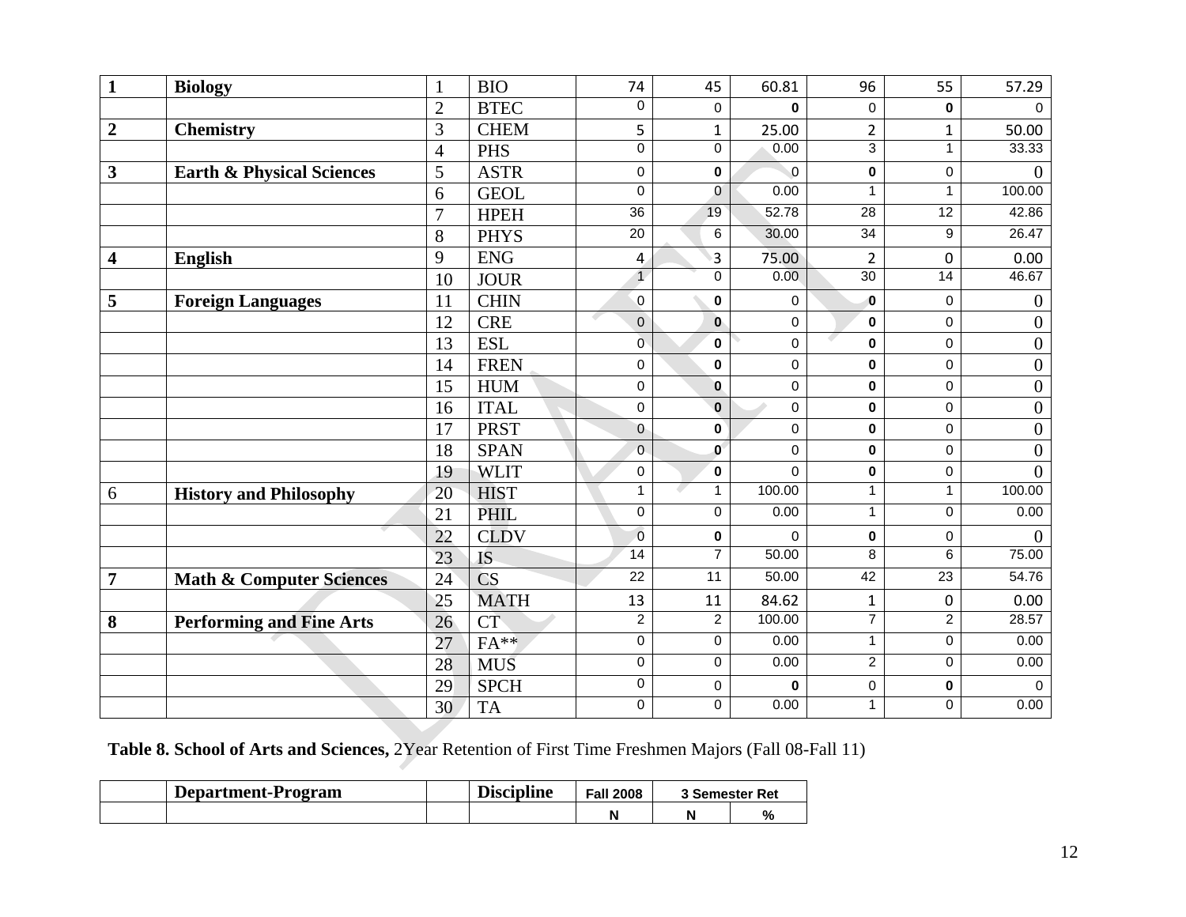| | | | | | | | | | |
|---|---|---|---|---|---|---|---|---|---|
| **1** | **Biology** | 1 | BIO | 74 | 45 | 60.81 | 96 | 55 | 57.29 |
| | | 2 | BTEC | 0 | 0 | **0** | 0 | **0** | 0 |
| **2** | **Chemistry** | 3 | CHEM | 5 | 1 | 25.00 | 2 | 1 | 50.00 |
| | | 4 | PHS | 0 | 0 | 0.00 | 3 | 1 | 33.33 |
| **3** | **Earth & Physical Sciences** | 5 | ASTR | 0 | **0** | 0 | **0** | 0 | 0 |
| | | 6 | GEOL | 0 | 0 | 0.00 | 1 | 1 | 100.00 |
| | | 7 | HPEH | 36 | 19 | 52.78 | 28 | 12 | 42.86 |
| | | 8 | PHYS | 20 | 6 | 30.00 | 34 | 9 | 26.47 |
| **4** | **English** | 9 | ENG | 4 | 3 | 75.00 | 2 | 0 | 0.00 |
| | | 10 | JOUR | 1 | 0 | 0.00 | 30 | 14 | 46.67 |
| **5** | **Foreign Languages** | 11 | CHIN | 0 | **0** | 0 | **0** | 0 | 0 |
| | | 12 | CRE | 0 | **0** | 0 | **0** | 0 | 0 |
| | | 13 | ESL | 0 | **0** | 0 | **0** | 0 | 0 |
| | | 14 | FREN | 0 | **0** | 0 | **0** | 0 | 0 |
| | | 15 | HUM | 0 | **0** | 0 | **0** | 0 | 0 |
| | | 16 | ITAL | 0 | **0** | 0 | **0** | 0 | 0 |
| | | 17 | PRST | 0 | **0** | 0 | **0** | 0 | 0 |
| | | 18 | SPAN | 0 | **0** | 0 | **0** | 0 | 0 |
| | | 19 | WLIT | 0 | **0** | 0 | **0** | 0 | 0 |
| 6 | **History and Philosophy** | 20 | HIST | 1 | 1 | 100.00 | 1 | 1 | 100.00 |
| | | 21 | PHIL | 0 | 0 | 0.00 | 1 | 0 | 0.00 |
| | | 22 | CLDV | 0 | **0** | 0 | **0** | 0 | 0 |
| | | 23 | IS | 14 | 7 | 50.00 | 8 | 6 | 75.00 |
| **7** | **Math & Computer Sciences** | 24 | CS | 22 | 11 | 50.00 | 42 | 23 | 54.76 |
| | | 25 | MATH | 13 | 11 | 84.62 | 1 | 0 | 0.00 |
| **8** | **Performing and Fine Arts** | 26 | CT | 2 | 2 | 100.00 | 7 | 2 | 28.57 |
| | | 27 | FA** | 0 | 0 | 0.00 | 1 | 0 | 0.00 |
| | | 28 | MUS | 0 | 0 | 0.00 | 2 | 0 | 0.00 |
| | | 29 | SPCH | 0 | 0 | **0** | 0 | **0** | 0 |
| | | 30 | TA | 0 | 0 | 0.00 | 1 | 0 | 0.00 |

**Table 8. School of Arts and Sciences,** 2Year Retention of First Time Freshmen Majors (Fall 08-Fall 11)

| | Department-Program | | Discipline | Fall 2008 | 3 Semester Ret | |
|---|---|---|---|---|---|---|
| | | | | N | N | % |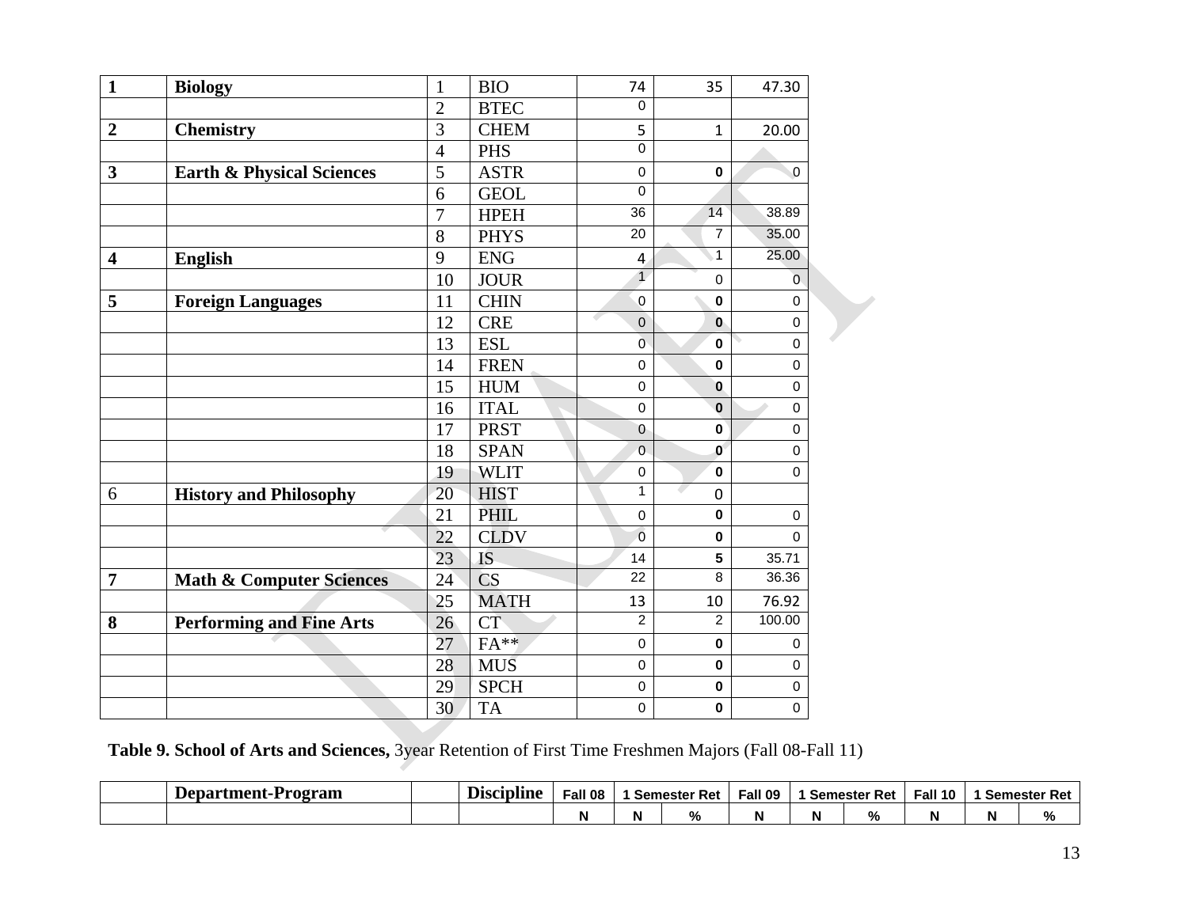| | | | | | | |
|---|---|---|---|---|---|---|
| **1** | **Biology** | 1 | BIO | 74 | 35 | 47.30 |
| | | 2 | BTEC | 0 | | |
| **2** | **Chemistry** | 3 | CHEM | 5 | 1 | 20.00 |
| | | 4 | PHS | 0 | | |
| **3** | **Earth & Physical Sciences** | 5 | ASTR | 0 | **0** | 0 |
| | | 6 | GEOL | 0 | | |
| | | 7 | HPEH | 36 | 14 | 38.89 |
| | | 8 | PHYS | 20 | 7 | 35.00 |
| **4** | **English** | 9 | ENG | 4 | 1 | 25.00 |
| | | 10 | JOUR | 1 | 0 | 0 |
| **5** | **Foreign Languages** | 11 | CHIN | 0 | **0** | 0 |
| | | 12 | CRE | 0 | **0** | 0 |
| | | 13 | ESL | 0 | **0** | 0 |
| | | 14 | FREN | 0 | **0** | 0 |
| | | 15 | HUM | 0 | **0** | 0 |
| | | 16 | ITAL | 0 | **0** | 0 |
| | | 17 | PRST | 0 | **0** | 0 |
| | | 18 | SPAN | 0 | **0** | 0 |
| | | 19 | WLIT | 0 | **0** | 0 |
| 6 | **History and Philosophy** | 20 | HIST | 1 | 0 | |
| | | 21 | PHIL | 0 | **0** | 0 |
| | | 22 | CLDV | 0 | **0** | 0 |
| | | 23 | IS | 14 | **5** | 35.71 |
| **7** | **Math & Computer Sciences** | 24 | CS | 22 | 8 | 36.36 |
| | | 25 | MATH | 13 | 10 | 76.92 |
| **8** | **Performing and Fine Arts** | 26 | CT | 2 | 2 | 100.00 |
| | | 27 | FA** | 0 | **0** | 0 |
| | | 28 | MUS | 0 | **0** | 0 |
| | | 29 | SPCH | 0 | **0** | 0 |
| | | 30 | TA | 0 | **0** | 0 |

**Table 9. School of Arts and Sciences,** 3year Retention of First Time Freshmen Majors (Fall 08-Fall 11)

| | Department-Program | | Discipline | Fall 08 | 1 Semester Ret | | Fall 09 | 1 Semester Ret | | Fall 10 | 1 Semester Ret | |
|---|---|---|---|---|---|---|---|---|---|---|---|---|
| | | | | N | N | % | N | N | % | N | N | % |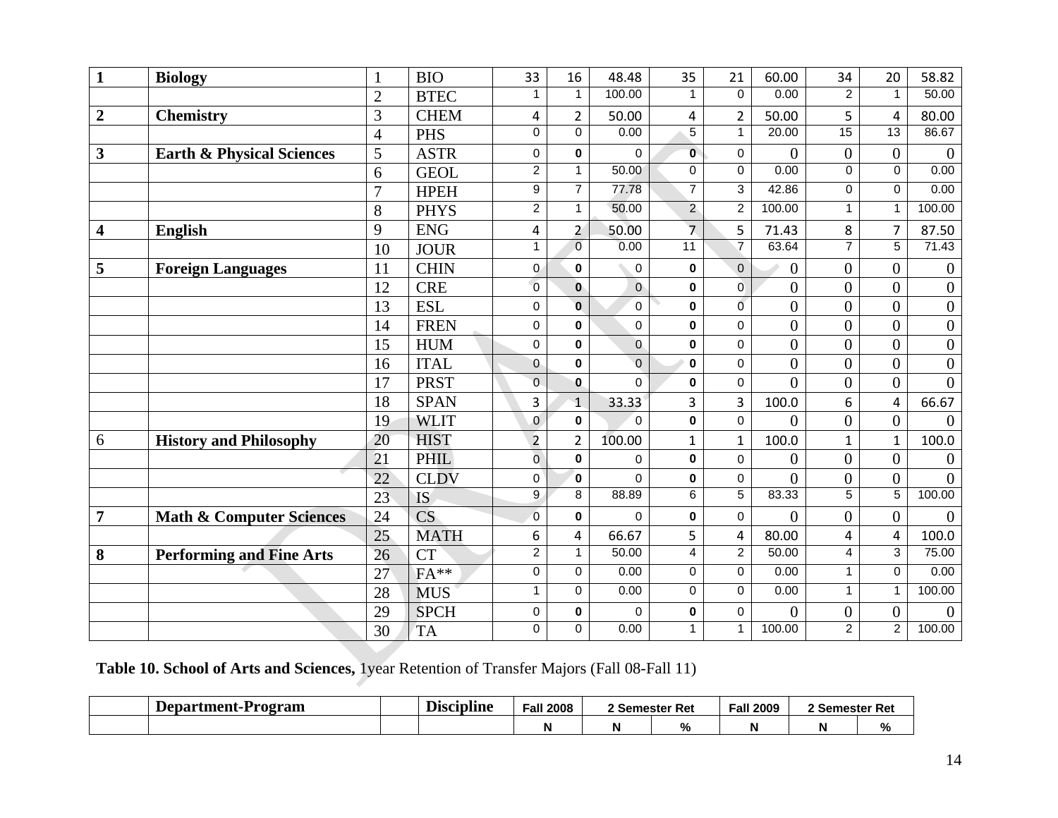| | | | | | | | | | | | | |
|---|---|---|---|---|---|---|---|---|---|---|---|---|
| **1** | **Biology** | 1 | BIO | 33 | 16 | 48.48 | 35 | 21 | 60.00 | 34 | 20 | 58.82 |
| | | 2 | BTEC | 1 | 1 | 100.00 | 1 | 0 | 0.00 | 2 | 1 | 50.00 |
| **2** | **Chemistry** | 3 | CHEM | 4 | 2 | 50.00 | 4 | 2 | 50.00 | 5 | 4 | 80.00 |
| | | 4 | PHS | 0 | 0 | 0.00 | 5 | 1 | 20.00 | 15 | 13 | 86.67 |
| **3** | **Earth & Physical Sciences** | 5 | ASTR | 0 | **0** | 0 | **0** | 0 | 0 | 0 | 0 | 0 |
| | | 6 | GEOL | 2 | 1 | 50.00 | 0 | 0 | 0.00 | 0 | 0 | 0.00 |
| | | 7 | HPEH | 9 | 7 | 77.78 | 7 | 3 | 42.86 | 0 | 0 | 0.00 |
| | | 8 | PHYS | 2 | 1 | 50.00 | 2 | 2 | 100.00 | 1 | 1 | 100.00 |
| **4** | **English** | 9 | ENG | 4 | 2 | 50.00 | 7 | 5 | 71.43 | 8 | 7 | 87.50 |
| | | 10 | JOUR | 1 | 0 | 0.00 | 11 | 7 | 63.64 | 7 | 5 | 71.43 |
| **5** | **Foreign Languages** | 11 | CHIN | 0 | **0** | 0 | **0** | 0 | 0 | 0 | 0 | 0 |
| | | 12 | CRE | 0 | **0** | 0 | **0** | 0 | 0 | 0 | 0 | 0 |
| | | 13 | ESL | 0 | **0** | 0 | **0** | 0 | 0 | 0 | 0 | 0 |
| | | 14 | FREN | 0 | **0** | 0 | **0** | 0 | 0 | 0 | 0 | 0 |
| | | 15 | HUM | 0 | **0** | 0 | **0** | 0 | 0 | 0 | 0 | 0 |
| | | 16 | ITAL | 0 | **0** | 0 | **0** | 0 | 0 | 0 | 0 | 0 |
| | | 17 | PRST | 0 | **0** | 0 | **0** | 0 | 0 | 0 | 0 | 0 |
| | | 18 | SPAN | 3 | 1 | 33.33 | 3 | 3 | 100.0 | 6 | 4 | 66.67 |
| | | 19 | WLIT | 0 | **0** | 0 | **0** | 0 | 0 | 0 | 0 | 0 |
| 6 | **History and Philosophy** | 20 | HIST | 2 | 2 | 100.00 | 1 | 1 | 100.0 | 1 | 1 | 100.0 |
| | | 21 | PHIL | 0 | **0** | 0 | **0** | 0 | 0 | 0 | 0 | 0 |
| | | 22 | CLDV | 0 | **0** | 0 | **0** | 0 | 0 | 0 | 0 | 0 |
| | | 23 | IS | 9 | 8 | 88.89 | 6 | 5 | 83.33 | 5 | 5 | 100.00 |
| **7** | **Math & Computer Sciences** | 24 | CS | 0 | **0** | 0 | **0** | 0 | 0 | 0 | 0 | 0 |
| | | 25 | MATH | 6 | 4 | 66.67 | 5 | 4 | 80.00 | 4 | 4 | 100.0 |
| **8** | **Performing and Fine Arts** | 26 | CT | 2 | 1 | 50.00 | 4 | 2 | 50.00 | 4 | 3 | 75.00 |
| | | 27 | FA** | 0 | 0 | 0.00 | 0 | 0 | 0.00 | 1 | 0 | 0.00 |
| | | 28 | MUS | 1 | 0 | 0.00 | 0 | 0 | 0.00 | 1 | 1 | 100.00 |
| | | 29 | SPCH | 0 | **0** | 0 | **0** | 0 | 0 | 0 | 0 | 0 |
| | | 30 | TA | 0 | 0 | 0.00 | 1 | 1 | 100.00 | 2 | 2 | 100.00 |

**Table 10. School of Arts and Sciences,** 1year Retention of Transfer Majors (Fall 08-Fall 11)

| | Department-Program | | Discipline | Fall 2008 | 2 Semester Ret | | Fall 2009 | 2 Semester Ret | |
|---|---|---|---|---|---|---|---|---|---|
| | | | | N | N | % | N | N | % |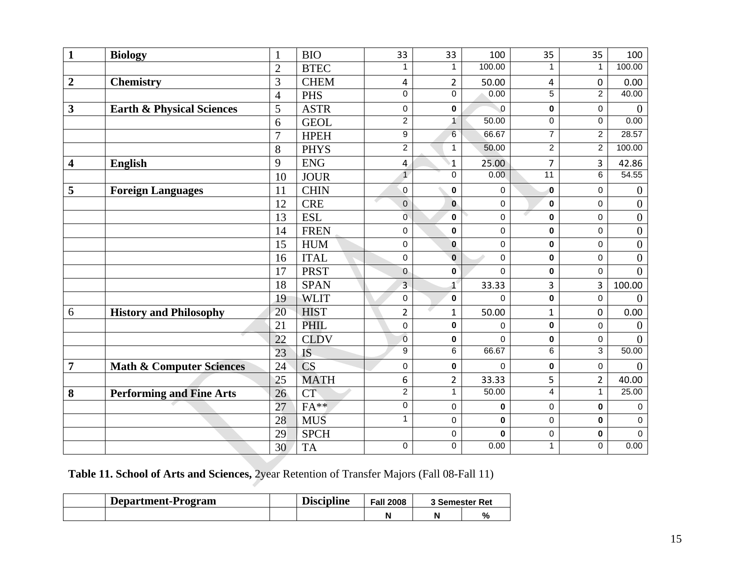| 1 | **Biology** | 1 | BIO | 33 | 33 | 100 | 35 | 35 | 100 |
|---|---|---|---|---|---|---|---|---|---|
| | | 2 | BTEC | 1 | 1 | 100.00 | 1 | 1 | 100.00 |
| **2** | **Chemistry** | 3 | CHEM | 4 | 2 | 50.00 | 4 | 0 | 0.00 |
| | | 4 | PHS | 0 | 0 | 0.00 | 5 | 2 | 40.00 |
| **3** | **Earth & Physical Sciences** | 5 | ASTR | 0 | **0** | 0 | **0** | 0 | 0 |
| | | 6 | GEOL | 2 | 1 | 50.00 | 0 | 0 | 0.00 |
| | | 7 | HPEH | 9 | 6 | 66.67 | 7 | 2 | 28.57 |
| | | 8 | PHYS | 2 | 1 | 50.00 | 2 | 2 | 100.00 |
| **4** | **English** | 9 | ENG | 4 | 1 | 25.00 | 7 | 3 | 42.86 |
| | | 10 | JOUR | 1 | 0 | 0.00 | 11 | 6 | 54.55 |
| **5** | **Foreign Languages** | 11 | CHIN | 0 | **0** | 0 | **0** | 0 | 0 |
| | | 12 | CRE | 0 | **0** | 0 | **0** | 0 | 0 |
| | | 13 | ESL | 0 | **0** | 0 | **0** | 0 | 0 |
| | | 14 | FREN | 0 | **0** | 0 | **0** | 0 | 0 |
| | | 15 | HUM | 0 | **0** | 0 | **0** | 0 | 0 |
| | | 16 | ITAL | 0 | **0** | 0 | **0** | 0 | 0 |
| | | 17 | PRST | 0 | **0** | 0 | **0** | 0 | 0 |
| | | 18 | SPAN | 3 | 1 | 33.33 | 3 | 3 | 100.00 |
| | | 19 | WLIT | 0 | **0** | 0 | **0** | 0 | 0 |
| 6 | **History and Philosophy** | 20 | HIST | 2 | 1 | 50.00 | 1 | 0 | 0.00 |
| | | 21 | PHIL | 0 | **0** | 0 | **0** | 0 | 0 |
| | | 22 | CLDV | 0 | **0** | 0 | **0** | 0 | 0 |
| | | 23 | IS | 9 | 6 | 66.67 | 6 | 3 | 50.00 |
| **7** | **Math & Computer Sciences** | 24 | CS | 0 | **0** | 0 | **0** | 0 | 0 |
| | | 25 | MATH | 6 | 2 | 33.33 | 5 | 2 | 40.00 |
| **8** | **Performing and Fine Arts** | 26 | CT | 2 | 1 | 50.00 | 4 | 1 | 25.00 |
| | | 27 | FA** | 0 | 0 | **0** | 0 | **0** | 0 |
| | | 28 | MUS | 1 | 0 | **0** | 0 | **0** | 0 |
| | | 29 | SPCH | | 0 | **0** | 0 | **0** | 0 |
| | | 30 | TA | 0 | 0 | 0.00 | 1 | 0 | 0.00 |

**Table 11. School of Arts and Sciences,** 2year Retention of Transfer Majors (Fall 08-Fall 11)

| | **Department-Program** | | **Discipline** | **Fall 2008** | **3 Semester Ret** | |
|---|---|---|---|---|---|---|
| | | | | **N** | **N** | **%** |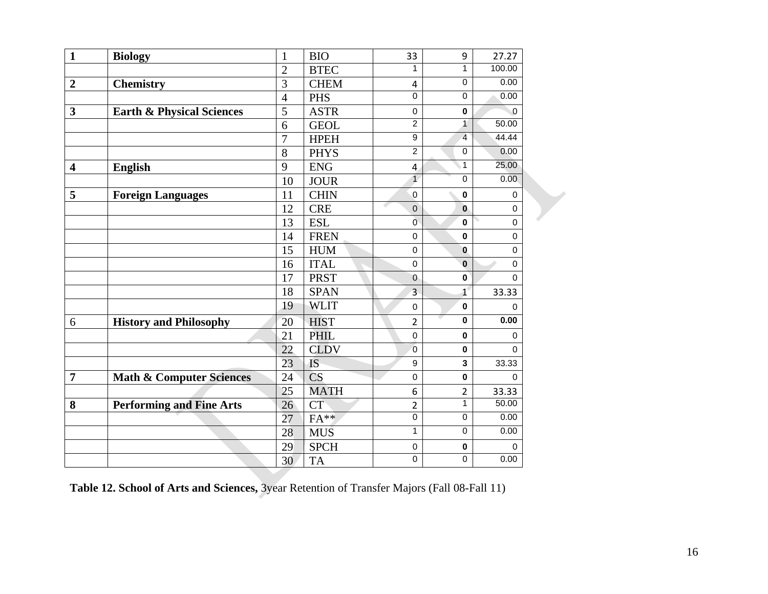| | | | | | | |
|---|---|---|---|---|---|---|
| **1** | **Biology** | 1 | BIO | 33 | 9 | 27.27 |
| | | 2 | BTEC | 1 | 1 | 100.00 |
| **2** | **Chemistry** | 3 | CHEM | 4 | 0 | 0.00 |
| | | 4 | PHS | 0 | 0 | 0.00 |
| **3** | **Earth & Physical Sciences** | 5 | ASTR | 0 | **0** | 0 |
| | | 6 | GEOL | 2 | 1 | 50.00 |
| | | 7 | HPEH | 9 | 4 | 44.44 |
| | | 8 | PHYS | 2 | 0 | 0.00 |
| **4** | **English** | 9 | ENG | 4 | 1 | 25.00 |
| | | 10 | JOUR | 1 | 0 | 0.00 |
| **5** | **Foreign Languages** | 11 | CHIN | 0 | **0** | 0 |
| | | 12 | CRE | 0 | **0** | 0 |
| | | 13 | ESL | 0 | **0** | 0 |
| | | 14 | FREN | 0 | **0** | 0 |
| | | 15 | HUM | 0 | **0** | 0 |
| | | 16 | ITAL | 0 | **0** | 0 |
| | | 17 | PRST | 0 | **0** | 0 |
| | | 18 | SPAN | 3 | 1 | 33.33 |
| | | 19 | WLIT | 0 | **0** | 0 |
| 6 | **History and Philosophy** | 20 | HIST | 2 | **0** | **0.00** |
| | | 21 | PHIL | 0 | **0** | 0 |
| | | 22 | CLDV | 0 | **0** | 0 |
| | | 23 | IS | 9 | **3** | 33.33 |
| **7** | **Math & Computer Sciences** | 24 | CS | 0 | **0** | 0 |
| | | 25 | MATH | 6 | 2 | 33.33 |
| **8** | **Performing and Fine Arts** | 26 | CT | 2 | 1 | 50.00 |
| | | 27 | FA** | 0 | 0 | 0.00 |
| | | 28 | MUS | 1 | 0 | 0.00 |
| | | 29 | SPCH | 0 | **0** | 0 |
| | | 30 | TA | 0 | 0 | 0.00 |

**Table 12. School of Arts and Sciences,** 3year Retention of Transfer Majors (Fall 08-Fall 11)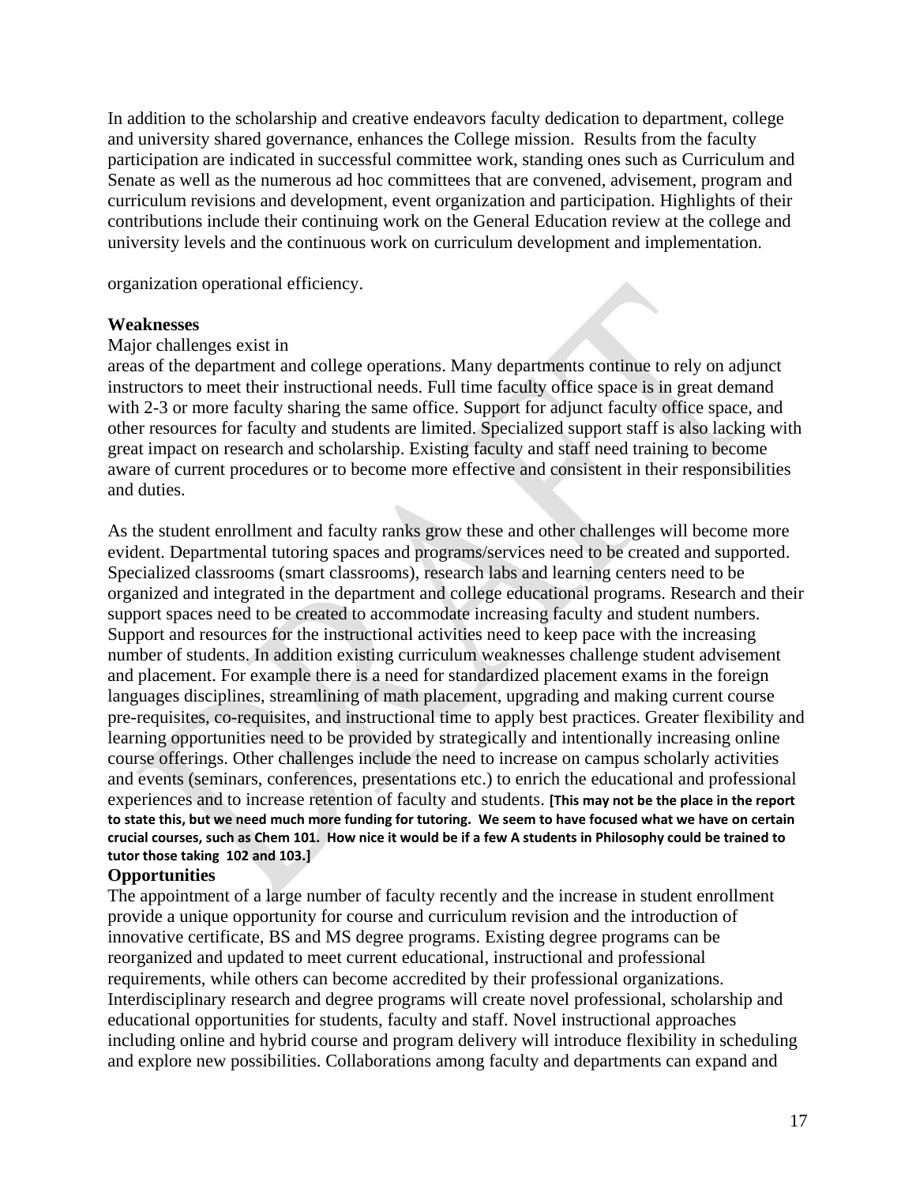In addition to the scholarship and creative endeavors faculty dedication to department, college and university shared governance, enhances the College mission. Results from the faculty participation are indicated in successful committee work, standing ones such as Curriculum and Senate as well as the numerous ad hoc committees that are convened, advisement, program and curriculum revisions and development, event organization and participation. Highlights of their contributions include their continuing work on the General Education review at the college and university levels and the continuous work on curriculum development and implementation.

organization operational efficiency.

**Weaknesses**

Major challenges exist in
areas of the department and college operations. Many departments continue to rely on adjunct instructors to meet their instructional needs. Full time faculty office space is in great demand with 2-3 or more faculty sharing the same office. Support for adjunct faculty office space, and other resources for faculty and students are limited. Specialized support staff is also lacking with great impact on research and scholarship. Existing faculty and staff need training to become aware of current procedures or to become more effective and consistent in their responsibilities and duties.

As the student enrollment and faculty ranks grow these and other challenges will become more evident. Departmental tutoring spaces and programs/services need to be created and supported. Specialized classrooms (smart classrooms), research labs and learning centers need to be organized and integrated in the department and college educational programs. Research and their support spaces need to be created to accommodate increasing faculty and student numbers. Support and resources for the instructional activities need to keep pace with the increasing number of students. In addition existing curriculum weaknesses challenge student advisement and placement. For example there is a need for standardized placement exams in the foreign languages disciplines, streamlining of math placement, upgrading and making current course pre-requisites, co-requisites, and instructional time to apply best practices. Greater flexibility and learning opportunities need to be provided by strategically and intentionally increasing online course offerings. Other challenges include the need to increase on campus scholarly activities and events (seminars, conferences, presentations etc.) to enrich the educational and professional experiences and to increase retention of faculty and students. **[This may not be the place in the report to state this, but we need much more funding for tutoring. We seem to have focused what we have on certain crucial courses, such as Chem 101. How nice it would be if a few A students in Philosophy could be trained to tutor those taking 102 and 103.]**

**Opportunities**

The appointment of a large number of faculty recently and the increase in student enrollment provide a unique opportunity for course and curriculum revision and the introduction of innovative certificate, BS and MS degree programs. Existing degree programs can be reorganized and updated to meet current educational, instructional and professional requirements, while others can become accredited by their professional organizations. Interdisciplinary research and degree programs will create novel professional, scholarship and educational opportunities for students, faculty and staff. Novel instructional approaches including online and hybrid course and program delivery will introduce flexibility in scheduling and explore new possibilities. Collaborations among faculty and departments can expand and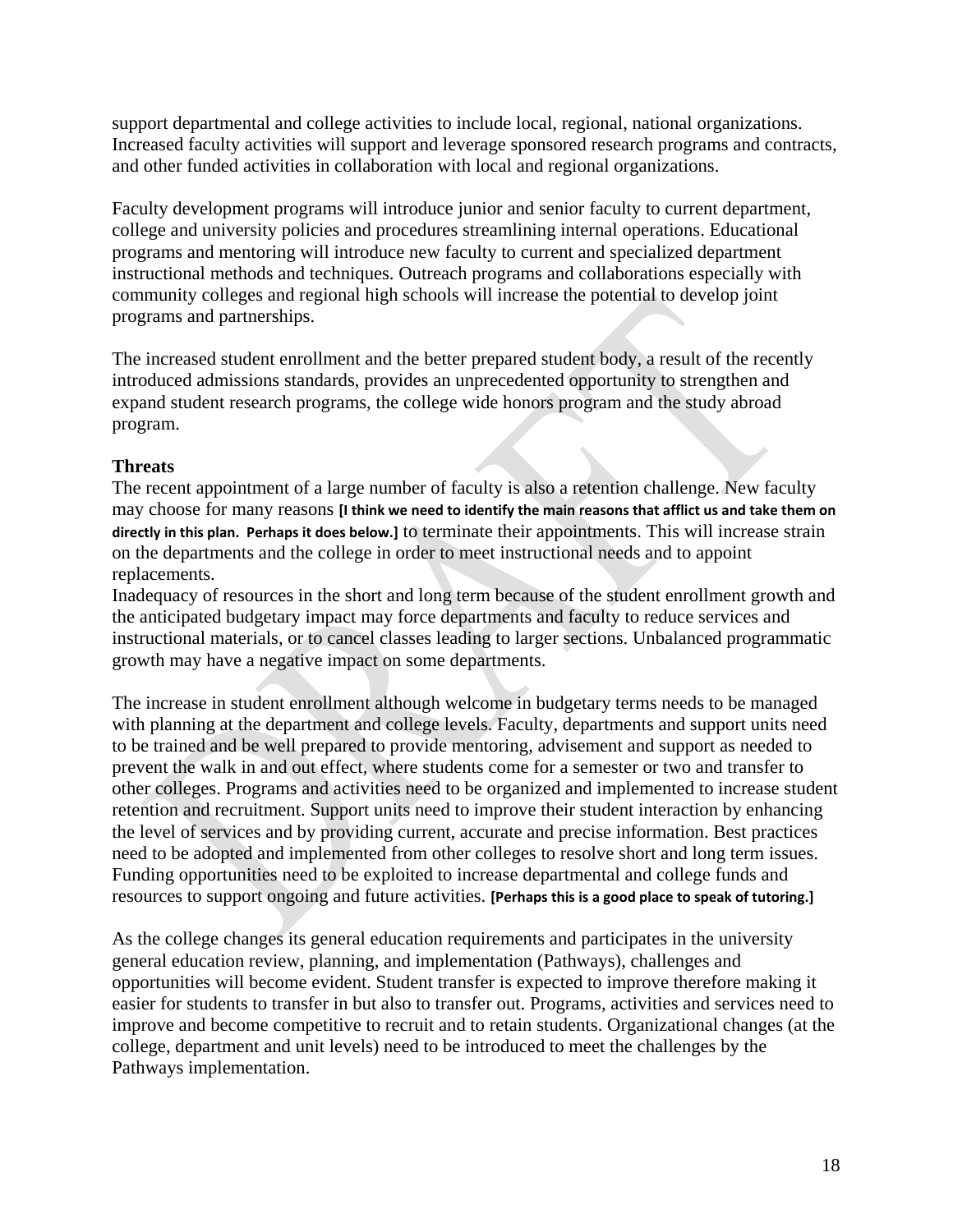support departmental and college activities to include local, regional, national organizations. Increased faculty activities will support and leverage sponsored research programs and contracts, and other funded activities in collaboration with local and regional organizations.

Faculty development programs will introduce junior and senior faculty to current department, college and university policies and procedures streamlining internal operations. Educational programs and mentoring will introduce new faculty to current and specialized department instructional methods and techniques. Outreach programs and collaborations especially with community colleges and regional high schools will increase the potential to develop joint programs and partnerships.

The increased student enrollment and the better prepared student body, a result of the recently introduced admissions standards, provides an unprecedented opportunity to strengthen and expand student research programs, the college wide honors program and the study abroad program.

**Threats**

The recent appointment of a large number of faculty is also a retention challenge. New faculty may choose for many reasons **[I think we need to identify the main reasons that afflict us and take them on directly in this plan. Perhaps it does below.]** to terminate their appointments. This will increase strain on the departments and the college in order to meet instructional needs and to appoint replacements.

Inadequacy of resources in the short and long term because of the student enrollment growth and the anticipated budgetary impact may force departments and faculty to reduce services and instructional materials, or to cancel classes leading to larger sections. Unbalanced programmatic growth may have a negative impact on some departments.

The increase in student enrollment although welcome in budgetary terms needs to be managed with planning at the department and college levels. Faculty, departments and support units need to be trained and be well prepared to provide mentoring, advisement and support as needed to prevent the walk in and out effect, where students come for a semester or two and transfer to other colleges. Programs and activities need to be organized and implemented to increase student retention and recruitment. Support units need to improve their student interaction by enhancing the level of services and by providing current, accurate and precise information. Best practices need to be adopted and implemented from other colleges to resolve short and long term issues. Funding opportunities need to be exploited to increase departmental and college funds and resources to support ongoing and future activities. **[Perhaps this is a good place to speak of tutoring.]**

As the college changes its general education requirements and participates in the university general education review, planning, and implementation (Pathways), challenges and opportunities will become evident. Student transfer is expected to improve therefore making it easier for students to transfer in but also to transfer out. Programs, activities and services need to improve and become competitive to recruit and to retain students. Organizational changes (at the college, department and unit levels) need to be introduced to meet the challenges by the Pathways implementation.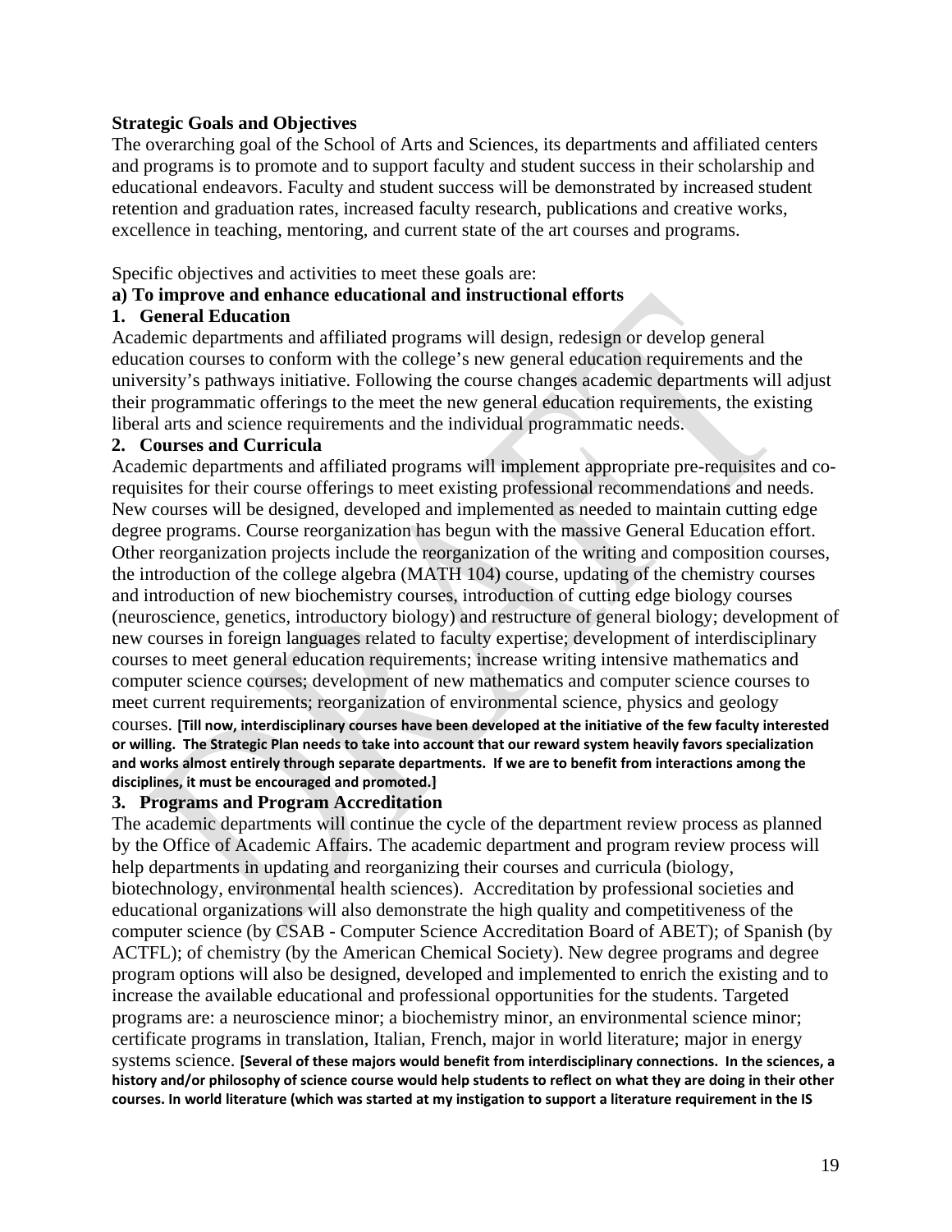**Strategic Goals and Objectives**

The overarching goal of the School of Arts and Sciences, its departments and affiliated centers and programs is to promote and to support faculty and student success in their scholarship and educational endeavors. Faculty and student success will be demonstrated by increased student retention and graduation rates, increased faculty research, publications and creative works, excellence in teaching, mentoring, and current state of the art courses and programs.

Specific objectives and activities to meet these goals are:

**a) To improve and enhance educational and instructional efforts**

**1. General Education**

Academic departments and affiliated programs will design, redesign or develop general education courses to conform with the college's new general education requirements and the university's pathways initiative. Following the course changes academic departments will adjust their programmatic offerings to the meet the new general education requirements, the existing liberal arts and science requirements and the individual programmatic needs.

**2. Courses and Curricula**

Academic departments and affiliated programs will implement appropriate pre-requisites and co-requisites for their course offerings to meet existing professional recommendations and needs. New courses will be designed, developed and implemented as needed to maintain cutting edge degree programs. Course reorganization has begun with the massive General Education effort. Other reorganization projects include the reorganization of the writing and composition courses, the introduction of the college algebra (MATH 104) course, updating of the chemistry courses and introduction of new biochemistry courses, introduction of cutting edge biology courses (neuroscience, genetics, introductory biology) and restructure of general biology; development of new courses in foreign languages related to faculty expertise; development of interdisciplinary courses to meet general education requirements; increase writing intensive mathematics and computer science courses; development of new mathematics and computer science courses to meet current requirements; reorganization of environmental science, physics and geology courses. **[Till now, interdisciplinary courses have been developed at the initiative of the few faculty interested or willing. The Strategic Plan needs to take into account that our reward system heavily favors specialization and works almost entirely through separate departments. If we are to benefit from interactions among the disciplines, it must be encouraged and promoted.]**

**3. Programs and Program Accreditation**

The academic departments will continue the cycle of the department review process as planned by the Office of Academic Affairs. The academic department and program review process will help departments in updating and reorganizing their courses and curricula (biology, biotechnology, environmental health sciences). Accreditation by professional societies and educational organizations will also demonstrate the high quality and competitiveness of the computer science (by CSAB - Computer Science Accreditation Board of ABET); of Spanish (by ACTFL); of chemistry (by the American Chemical Society). New degree programs and degree program options will also be designed, developed and implemented to enrich the existing and to increase the available educational and professional opportunities for the students. Targeted programs are: a neuroscience minor; a biochemistry minor, an environmental science minor; certificate programs in translation, Italian, French, major in world literature; major in energy systems science. **[Several of these majors would benefit from interdisciplinary connections. In the sciences, a history and/or philosophy of science course would help students to reflect on what they are doing in their other courses. In world literature (which was started at my instigation to support a literature requirement in the IS**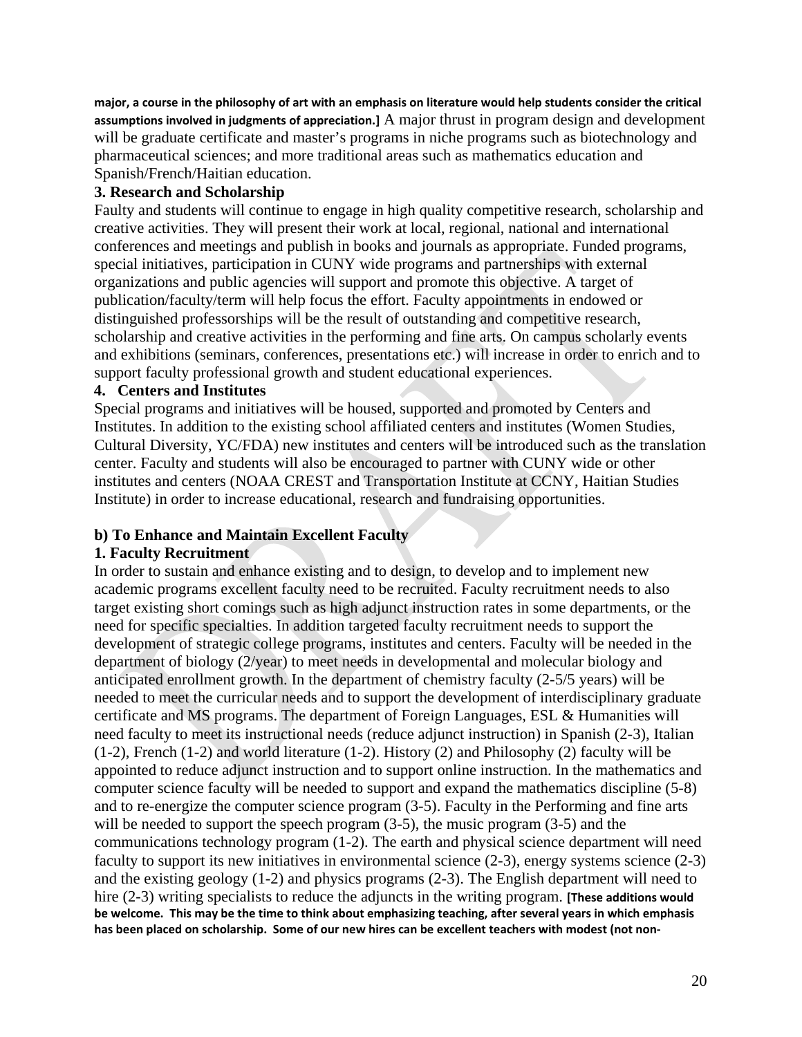**major, a course in the philosophy of art with an emphasis on literature would help students consider the critical assumptions involved in judgments of appreciation.]** A major thrust in program design and development will be graduate certificate and master's programs in niche programs such as biotechnology and pharmaceutical sciences; and more traditional areas such as mathematics education and Spanish/French/Haitian education.

**3. Research and Scholarship**

Faulty and students will continue to engage in high quality competitive research, scholarship and creative activities. They will present their work at local, regional, national and international conferences and meetings and publish in books and journals as appropriate. Funded programs, special initiatives, participation in CUNY wide programs and partnerships with external organizations and public agencies will support and promote this objective. A target of publication/faculty/term will help focus the effort. Faculty appointments in endowed or distinguished professorships will be the result of outstanding and competitive research, scholarship and creative activities in the performing and fine arts. On campus scholarly events and exhibitions (seminars, conferences, presentations etc.) will increase in order to enrich and to support faculty professional growth and student educational experiences.

**4. Centers and Institutes**

Special programs and initiatives will be housed, supported and promoted by Centers and Institutes. In addition to the existing school affiliated centers and institutes (Women Studies, Cultural Diversity, YC/FDA) new institutes and centers will be introduced such as the translation center. Faculty and students will also be encouraged to partner with CUNY wide or other institutes and centers (NOAA CREST and Transportation Institute at CCNY, Haitian Studies Institute) in order to increase educational, research and fundraising opportunities.

**b) To Enhance and Maintain Excellent Faculty**

**1. Faculty Recruitment**

In order to sustain and enhance existing and to design, to develop and to implement new academic programs excellent faculty need to be recruited. Faculty recruitment needs to also target existing short comings such as high adjunct instruction rates in some departments, or the need for specific specialties. In addition targeted faculty recruitment needs to support the development of strategic college programs, institutes and centers. Faculty will be needed in the department of biology (2/year) to meet needs in developmental and molecular biology and anticipated enrollment growth. In the department of chemistry faculty (2-5/5 years) will be needed to meet the curricular needs and to support the development of interdisciplinary graduate certificate and MS programs. The department of Foreign Languages, ESL & Humanities will need faculty to meet its instructional needs (reduce adjunct instruction) in Spanish (2-3), Italian (1-2), French (1-2) and world literature (1-2). History (2) and Philosophy (2) faculty will be appointed to reduce adjunct instruction and to support online instruction. In the mathematics and computer science faculty will be needed to support and expand the mathematics discipline (5-8) and to re-energize the computer science program (3-5). Faculty in the Performing and fine arts will be needed to support the speech program (3-5), the music program (3-5) and the communications technology program (1-2). The earth and physical science department will need faculty to support its new initiatives in environmental science (2-3), energy systems science (2-3) and the existing geology (1-2) and physics programs (2-3). The English department will need to hire (2-3) writing specialists to reduce the adjuncts in the writing program. **[These additions would be welcome. This may be the time to think about emphasizing teaching, after several years in which emphasis has been placed on scholarship. Some of our new hires can be excellent teachers with modest (not non-**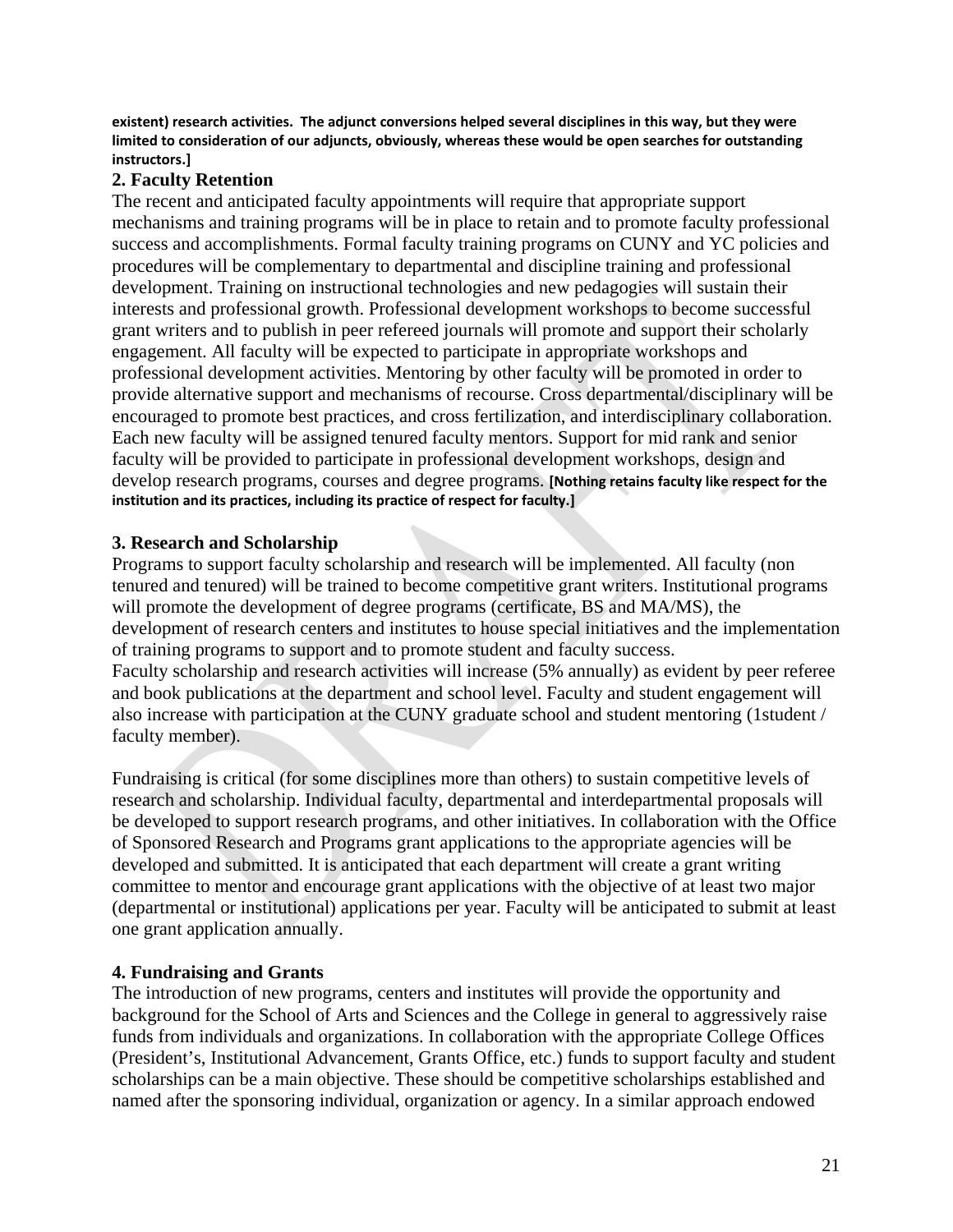**existent) research activities. The adjunct conversions helped several disciplines in this way, but they were limited to consideration of our adjuncts, obviously, whereas these would be open searches for outstanding instructors.]**

## 2. Faculty Retention

The recent and anticipated faculty appointments will require that appropriate support mechanisms and training programs will be in place to retain and to promote faculty professional success and accomplishments. Formal faculty training programs on CUNY and YC policies and procedures will be complementary to departmental and discipline training and professional development. Training on instructional technologies and new pedagogies will sustain their interests and professional growth. Professional development workshops to become successful grant writers and to publish in peer refereed journals will promote and support their scholarly engagement. All faculty will be expected to participate in appropriate workshops and professional development activities. Mentoring by other faculty will be promoted in order to provide alternative support and mechanisms of recourse. Cross departmental/disciplinary will be encouraged to promote best practices, and cross fertilization, and interdisciplinary collaboration. Each new faculty will be assigned tenured faculty mentors. Support for mid rank and senior faculty will be provided to participate in professional development workshops, design and develop research programs, courses and degree programs. **[Nothing retains faculty like respect for the institution and its practices, including its practice of respect for faculty.]**

## 3. Research and Scholarship

Programs to support faculty scholarship and research will be implemented. All faculty (non tenured and tenured) will be trained to become competitive grant writers. Institutional programs will promote the development of degree programs (certificate, BS and MA/MS), the development of research centers and institutes to house special initiatives and the implementation of training programs to support and to promote student and faculty success.
Faculty scholarship and research activities will increase (5% annually) as evident by peer referee and book publications at the department and school level. Faculty and student engagement will also increase with participation at the CUNY graduate school and student mentoring (1student / faculty member).

Fundraising is critical (for some disciplines more than others) to sustain competitive levels of research and scholarship. Individual faculty, departmental and interdepartmental proposals will be developed to support research programs, and other initiatives. In collaboration with the Office of Sponsored Research and Programs grant applications to the appropriate agencies will be developed and submitted. It is anticipated that each department will create a grant writing committee to mentor and encourage grant applications with the objective of at least two major (departmental or institutional) applications per year. Faculty will be anticipated to submit at least one grant application annually.

## 4. Fundraising and Grants

The introduction of new programs, centers and institutes will provide the opportunity and background for the School of Arts and Sciences and the College in general to aggressively raise funds from individuals and organizations. In collaboration with the appropriate College Offices (President's, Institutional Advancement, Grants Office, etc.) funds to support faculty and student scholarships can be a main objective. These should be competitive scholarships established and named after the sponsoring individual, organization or agency. In a similar approach endowed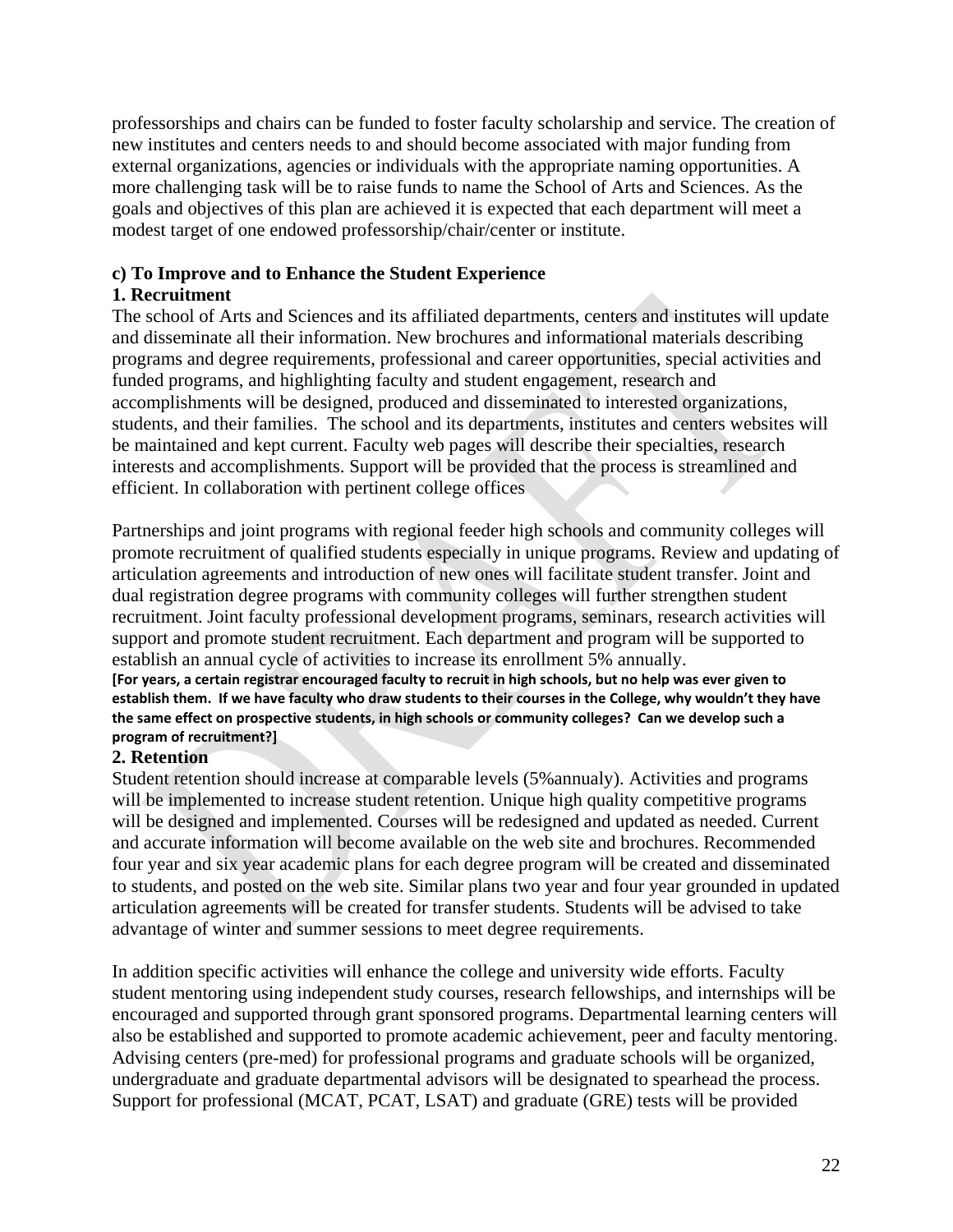professorships and chairs can be funded to foster faculty scholarship and service. The creation of new institutes and centers needs to and should become associated with major funding from external organizations, agencies or individuals with the appropriate naming opportunities. A more challenging task will be to raise funds to name the School of Arts and Sciences. As the goals and objectives of this plan are achieved it is expected that each department will meet a modest target of one endowed professorship/chair/center or institute.

**c) To Improve and to Enhance the Student Experience**

**1. Recruitment**

The school of Arts and Sciences and its affiliated departments, centers and institutes will update and disseminate all their information. New brochures and informational materials describing programs and degree requirements, professional and career opportunities, special activities and funded programs, and highlighting faculty and student engagement, research and accomplishments will be designed, produced and disseminated to interested organizations, students, and their families. The school and its departments, institutes and centers websites will be maintained and kept current. Faculty web pages will describe their specialties, research interests and accomplishments. Support will be provided that the process is streamlined and efficient. In collaboration with pertinent college offices

Partnerships and joint programs with regional feeder high schools and community colleges will promote recruitment of qualified students especially in unique programs. Review and updating of articulation agreements and introduction of new ones will facilitate student transfer. Joint and dual registration degree programs with community colleges will further strengthen student recruitment. Joint faculty professional development programs, seminars, research activities will support and promote student recruitment. Each department and program will be supported to establish an annual cycle of activities to increase its enrollment 5% annually.

**[For years, a certain registrar encouraged faculty to recruit in high schools, but no help was ever given to establish them. If we have faculty who draw students to their courses in the College, why wouldn't they have the same effect on prospective students, in high schools or community colleges? Can we develop such a program of recruitment?]**

**2. Retention**

Student retention should increase at comparable levels (5%annualy). Activities and programs will be implemented to increase student retention. Unique high quality competitive programs will be designed and implemented. Courses will be redesigned and updated as needed. Current and accurate information will become available on the web site and brochures. Recommended four year and six year academic plans for each degree program will be created and disseminated to students, and posted on the web site. Similar plans two year and four year grounded in updated articulation agreements will be created for transfer students. Students will be advised to take advantage of winter and summer sessions to meet degree requirements.

In addition specific activities will enhance the college and university wide efforts. Faculty student mentoring using independent study courses, research fellowships, and internships will be encouraged and supported through grant sponsored programs. Departmental learning centers will also be established and supported to promote academic achievement, peer and faculty mentoring. Advising centers (pre-med) for professional programs and graduate schools will be organized, undergraduate and graduate departmental advisors will be designated to spearhead the process. Support for professional (MCAT, PCAT, LSAT) and graduate (GRE) tests will be provided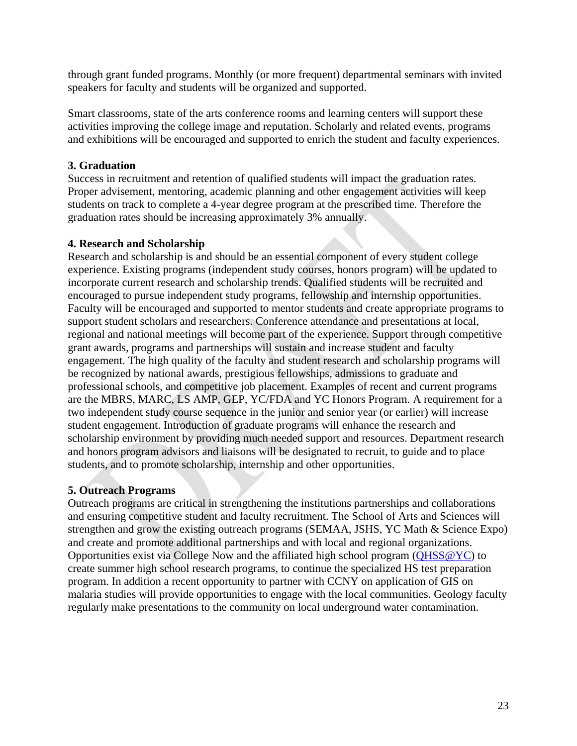through grant funded programs. Monthly (or more frequent) departmental seminars with invited speakers for faculty and students will be organized and supported.

Smart classrooms, state of the arts conference rooms and learning centers will support these activities improving the college image and reputation. Scholarly and related events, programs and exhibitions will be encouraged and supported to enrich the student and faculty experiences.

**3. Graduation**
Success in recruitment and retention of qualified students will impact the graduation rates. Proper advisement, mentoring, academic planning and other engagement activities will keep students on track to complete a 4-year degree program at the prescribed time. Therefore the graduation rates should be increasing approximately 3% annually.

**4. Research and Scholarship**
Research and scholarship is and should be an essential component of every student college experience. Existing programs (independent study courses, honors program) will be updated to incorporate current research and scholarship trends. Qualified students will be recruited and encouraged to pursue independent study programs, fellowship and internship opportunities. Faculty will be encouraged and supported to mentor students and create appropriate programs to support student scholars and researchers. Conference attendance and presentations at local, regional and national meetings will become part of the experience. Support through competitive grant awards, programs and partnerships will sustain and increase student and faculty engagement. The high quality of the faculty and student research and scholarship programs will be recognized by national awards, prestigious fellowships, admissions to graduate and professional schools, and competitive job placement. Examples of recent and current programs are the MBRS, MARC, LS AMP, GEP, YC/FDA and YC Honors Program. A requirement for a two independent study course sequence in the junior and senior year (or earlier) will increase student engagement. Introduction of graduate programs will enhance the research and scholarship environment by providing much needed support and resources. Department research and honors program advisors and liaisons will be designated to recruit, to guide and to place students, and to promote scholarship, internship and other opportunities.

**5. Outreach Programs**
Outreach programs are critical in strengthening the institutions partnerships and collaborations and ensuring competitive student and faculty recruitment. The School of Arts and Sciences will strengthen and grow the existing outreach programs (SEMAA, JSHS, YC Math & Science Expo) and create and promote additional partnerships and with local and regional organizations. Opportunities exist via College Now and the affiliated high school program (QHSS@YC) to create summer high school research programs, to continue the specialized HS test preparation program. In addition a recent opportunity to partner with CCNY on application of GIS on malaria studies will provide opportunities to engage with the local communities. Geology faculty regularly make presentations to the community on local underground water contamination.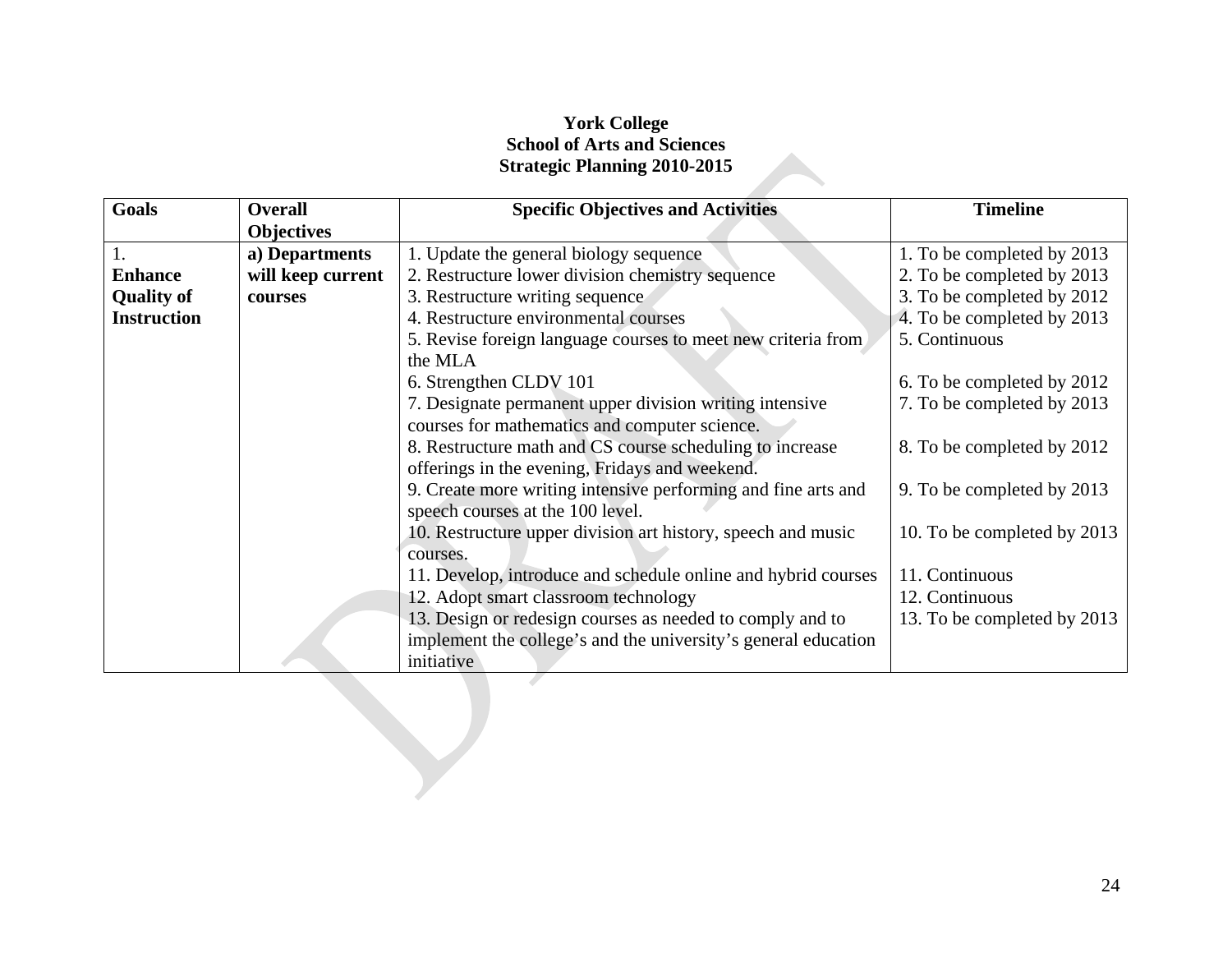**York College**
**School of Arts and Sciences**
**Strategic Planning 2010-2015**

| Goals | Overall Objectives | Specific Objectives and Activities | Timeline |
|---|---|---|---|
| **1. Enhance Quality of Instruction** | **a) Departments will keep current courses** | 1. Update the general biology sequence<br>2. Restructure lower division chemistry sequence<br>3. Restructure writing sequence<br>4. Restructure environmental courses<br>5. Revise foreign language courses to meet new criteria from the MLA<br>6. Strengthen CLDV 101<br>7. Designate permanent upper division writing intensive courses for mathematics and computer science.<br>8. Restructure math and CS course scheduling to increase offerings in the evening, Fridays and weekend.<br>9. Create more writing intensive performing and fine arts and speech courses at the 100 level.<br>10. Restructure upper division art history, speech and music courses.<br>11. Develop, introduce and schedule online and hybrid courses<br>12. Adopt smart classroom technology<br>13. Design or redesign courses as needed to comply and to implement the college's and the university's general education initiative | 1. To be completed by 2013<br>2. To be completed by 2013<br>3. To be completed by 2012<br>4. To be completed by 2013<br>5. Continuous<br>6. To be completed by 2012<br>7. To be completed by 2013<br>8. To be completed by 2012<br>9. To be completed by 2013<br>10. To be completed by 2013<br>11. Continuous<br>12. Continuous<br>13. To be completed by 2013 |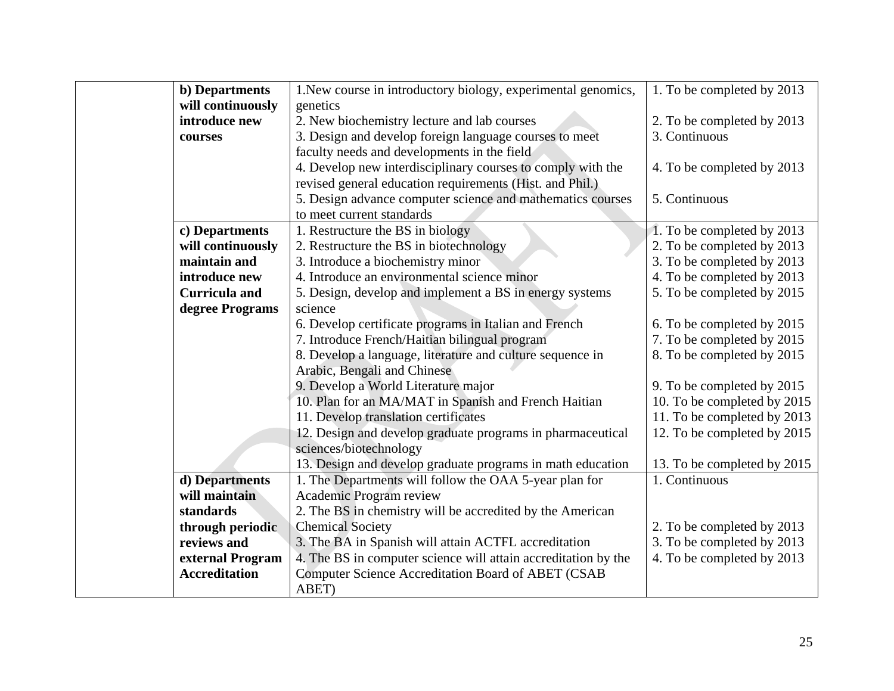| | | | |
|---|---|---|---|
| | **b) Departments will continuously introduce new courses** | 1.New course in introductory biology, experimental genomics, genetics<br>2. New biochemistry lecture and lab courses<br>3. Design and develop foreign language courses to meet faculty needs and developments in the field<br>4. Develop new interdisciplinary courses to comply with the revised general education requirements (Hist. and Phil.)<br>5. Design advance computer science and mathematics courses to meet current standards | 1. To be completed by 2013<br>2. To be completed by 2013<br>3. Continuous<br>4. To be completed by 2013<br>5. Continuous |
| | **c) Departments will continuously maintain and introduce new Curricula and degree Programs** | 1. Restructure the BS in biology<br>2. Restructure the BS in biotechnology<br>3. Introduce a biochemistry minor<br>4. Introduce an environmental science minor<br>5. Design, develop and implement a BS in energy systems science<br>6. Develop certificate programs in Italian and French<br>7. Introduce French/Haitian bilingual program<br>8. Develop a language, literature and culture sequence in Arabic, Bengali and Chinese<br>9. Develop a World Literature major<br>10. Plan for an MA/MAT in Spanish and French Haitian<br>11. Develop translation certificates<br>12. Design and develop graduate programs in pharmaceutical sciences/biotechnology<br>13. Design and develop graduate programs in math education | 1. To be completed by 2013<br>2. To be completed by 2013<br>3. To be completed by 2013<br>4. To be completed by 2013<br>5. To be completed by 2015<br>6. To be completed by 2015<br>7. To be completed by 2015<br>8. To be completed by 2015<br>9. To be completed by 2015<br>10. To be completed by 2015<br>11. To be completed by 2013<br>12. To be completed by 2015<br>13. To be completed by 2015 |
| | **d) Departments will maintain standards through periodic reviews and external Program Accreditation** | 1. The Departments will follow the OAA 5-year plan for Academic Program review<br>2. The BS in chemistry will be accredited by the American Chemical Society<br>3. The BA in Spanish will attain ACTFL accreditation<br>4. The BS in computer science will attain accreditation by the Computer Science Accreditation Board of ABET (CSAB ABET) | 1. Continuous<br>2. To be completed by 2013<br>3. To be completed by 2013<br>4. To be completed by 2013 |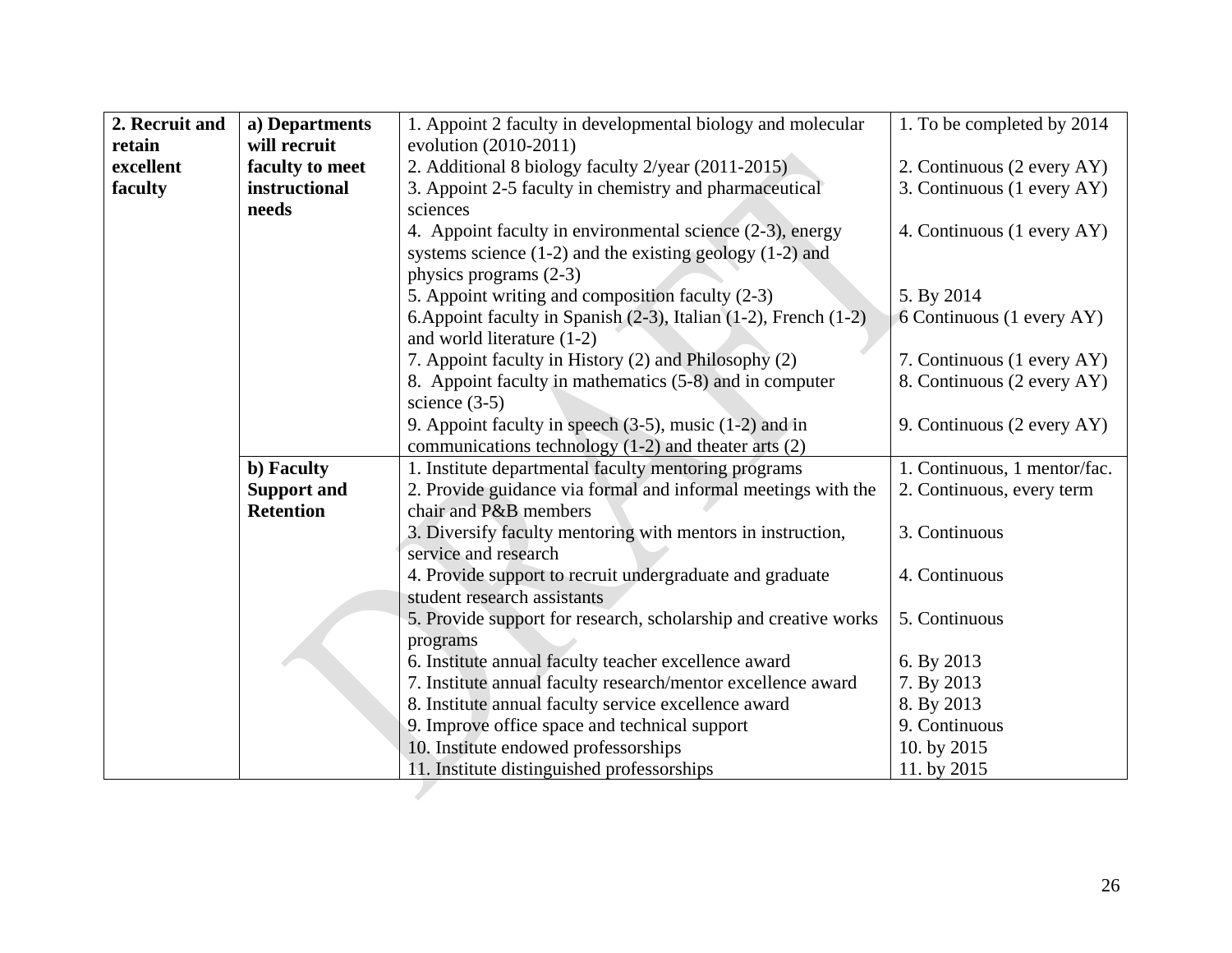| **2. Recruit and retain excellent faculty** | **a) Departments will recruit faculty to meet instructional needs** | 1. Appoint 2 faculty in developmental biology and molecular evolution (2010-2011) | 1. To be completed by 2014 |
|---|---|---|---|
| | | 2. Additional 8 biology faculty 2/year (2011-2015) | 2. Continuous (2 every AY) |
| | | 3. Appoint 2-5 faculty in chemistry and pharmaceutical sciences | 3. Continuous (1 every AY) |
| | | 4. Appoint faculty in environmental science (2-3), energy systems science (1-2) and the existing geology (1-2) and physics programs (2-3) | 4. Continuous (1 every AY) |
| | | 5. Appoint writing and composition faculty (2-3) | 5. By 2014 |
| | | 6.Appoint faculty in Spanish (2-3), Italian (1-2), French (1-2) and world literature (1-2) | 6 Continuous (1 every AY) |
| | | 7. Appoint faculty in History (2) and Philosophy (2) | 7. Continuous (1 every AY) |
| | | 8. Appoint faculty in mathematics (5-8) and in computer science (3-5) | 8. Continuous (2 every AY) |
| | | 9. Appoint faculty in speech (3-5), music (1-2) and in communications technology (1-2) and theater arts (2) | 9. Continuous (2 every AY) |
| | **b) Faculty Support and Retention** | 1. Institute departmental faculty mentoring programs | 1. Continuous, 1 mentor/fac. |
| | | 2. Provide guidance via formal and informal meetings with the chair and P&B members | 2. Continuous, every term |
| | | 3. Diversify faculty mentoring with mentors in instruction, service and research | 3. Continuous |
| | | 4. Provide support to recruit undergraduate and graduate student research assistants | 4. Continuous |
| | | 5. Provide support for research, scholarship and creative works programs | 5. Continuous |
| | | 6. Institute annual faculty teacher excellence award | 6. By 2013 |
| | | 7. Institute annual faculty research/mentor excellence award | 7. By 2013 |
| | | 8. Institute annual faculty service excellence award | 8. By 2013 |
| | | 9. Improve office space and technical support | 9. Continuous |
| | | 10. Institute endowed professorships | 10. by 2015 |
| | | 11. Institute distinguished professorships | 11. by 2015 |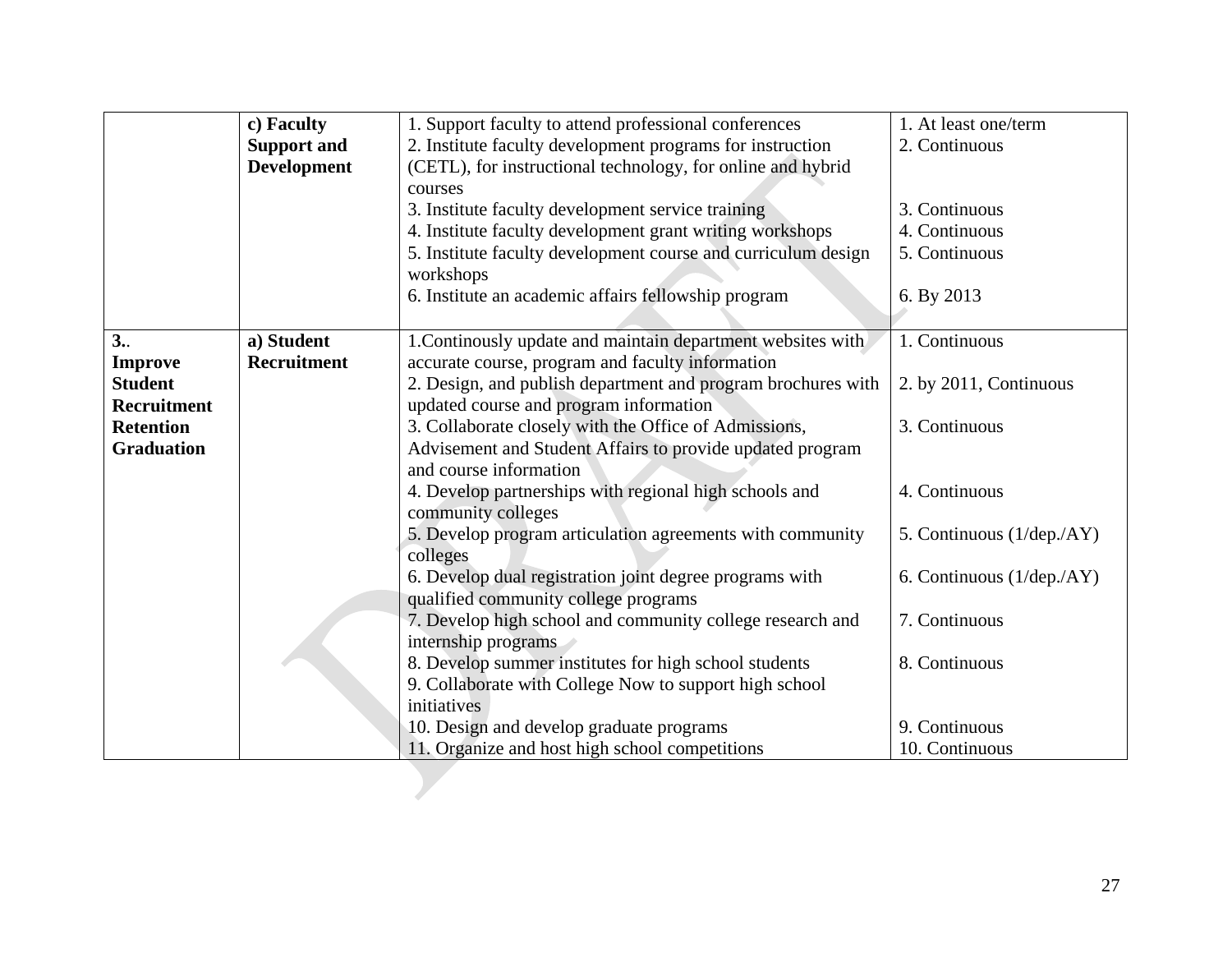| | | | |
|---|---|---|---|
| | **c) Faculty Support and Development** | 1. Support faculty to attend professional conferences<br>2. Institute faculty development programs for instruction (CETL), for instructional technology, for online and hybrid courses<br>3. Institute faculty development service training<br>4. Institute faculty development grant writing workshops<br>5. Institute faculty development course and curriculum design workshops<br>6. Institute an academic affairs fellowship program | 1. At least one/term<br>2. Continuous<br><br>3. Continuous<br>4. Continuous<br>5. Continuous<br><br>6. By 2013 |
| **3.. Improve Student Recruitment Retention Graduation** | **a) Student Recruitment** | 1.Continously update and maintain department websites with accurate course, program and faculty information<br>2. Design, and publish department and program brochures with updated course and program information<br>3. Collaborate closely with the Office of Admissions, Advisement and Student Affairs to provide updated program and course information<br>4. Develop partnerships with regional high schools and community colleges<br>5. Develop program articulation agreements with community colleges<br>6. Develop dual registration joint degree programs with qualified community college programs<br>7. Develop high school and community college research and internship programs<br>8. Develop summer institutes for high school students<br>9. Collaborate with College Now to support high school initiatives<br>10. Design and develop graduate programs<br>11. Organize and host high school competitions | 1. Continuous<br><br>2. by 2011, Continuous<br><br>3. Continuous<br><br><br>4. Continuous<br><br>5. Continuous (1/dep./AY)<br><br>6. Continuous (1/dep./AY)<br><br>7. Continuous<br><br>8. Continuous<br><br><br>9. Continuous<br>10. Continuous |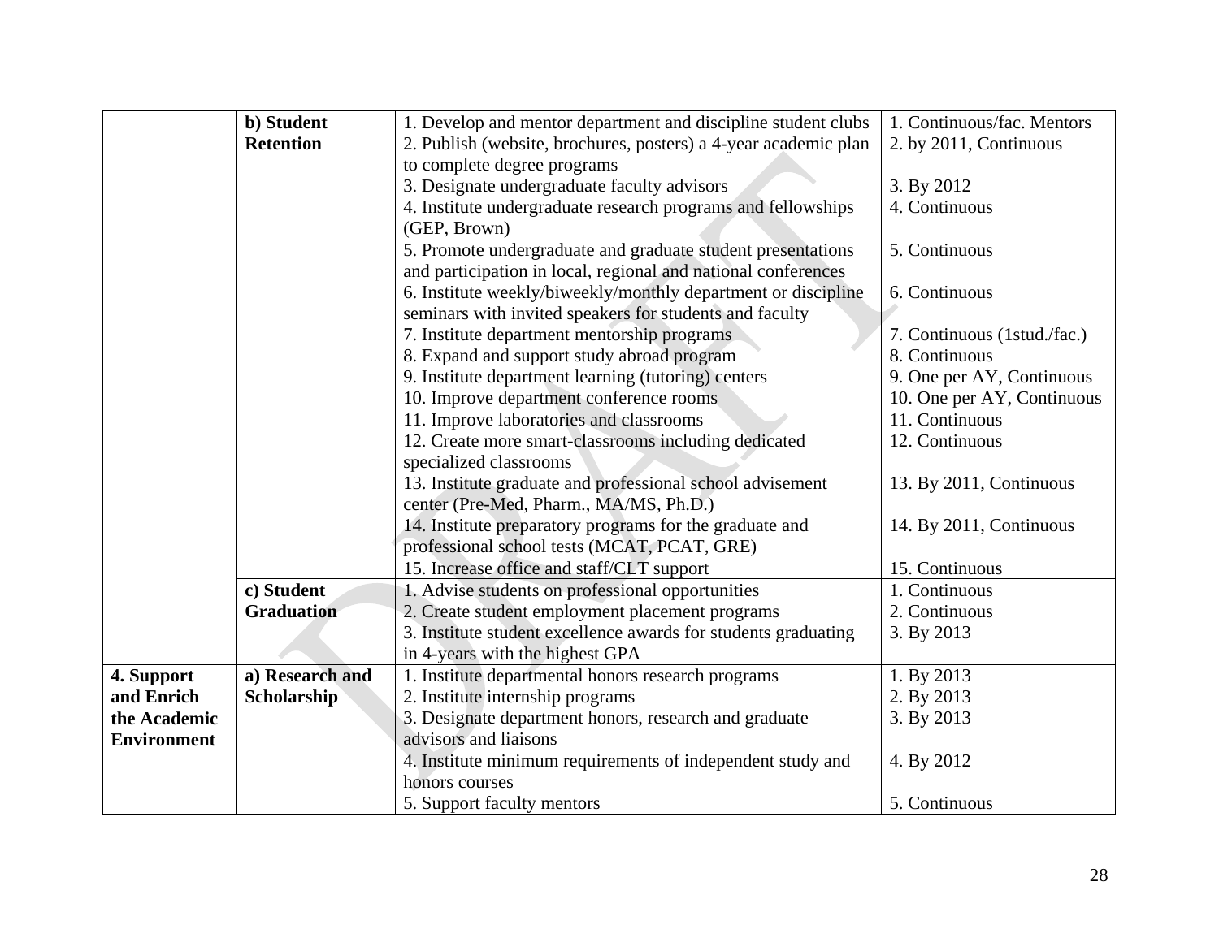| | | | |
|---|---|---|---|
| | **b) Student Retention** | 1. Develop and mentor department and discipline student clubs<br>2. Publish (website, brochures, posters) a 4-year academic plan to complete degree programs<br>3. Designate undergraduate faculty advisors<br>4. Institute undergraduate research programs and fellowships (GEP, Brown)<br>5. Promote undergraduate and graduate student presentations and participation in local, regional and national conferences<br>6. Institute weekly/biweekly/monthly department or discipline seminars with invited speakers for students and faculty<br>7. Institute department mentorship programs<br>8. Expand and support study abroad program<br>9. Institute department learning (tutoring) centers<br>10. Improve department conference rooms<br>11. Improve laboratories and classrooms<br>12. Create more smart-classrooms including dedicated specialized classrooms<br>13. Institute graduate and professional school advisement center (Pre-Med, Pharm., MA/MS, Ph.D.)<br>14. Institute preparatory programs for the graduate and professional school tests (MCAT, PCAT, GRE)<br>15. Increase office and staff/CLT support | 1. Continuous/fac. Mentors<br>2. by 2011, Continuous<br>3. By 2012<br>4. Continuous<br>5. Continuous<br>6. Continuous<br>7. Continuous (1stud./fac.)<br>8. Continuous<br>9. One per AY, Continuous<br>10. One per AY, Continuous<br>11. Continuous<br>12. Continuous<br>13. By 2011, Continuous<br>14. By 2011, Continuous<br>15. Continuous |
| | **c) Student Graduation** | 1. Advise students on professional opportunities<br>2. Create student employment placement programs<br>3. Institute student excellence awards for students graduating in 4-years with the highest GPA | 1. Continuous<br>2. Continuous<br>3. By 2013 |
| **4. Support and Enrich the Academic Environment** | **a) Research and Scholarship** | 1. Institute departmental honors research programs<br>2. Institute internship programs<br>3. Designate department honors, research and graduate advisors and liaisons<br>4. Institute minimum requirements of independent study and honors courses<br>5. Support faculty mentors | 1. By 2013<br>2. By 2013<br>3. By 2013<br>4. By 2012<br>5. Continuous |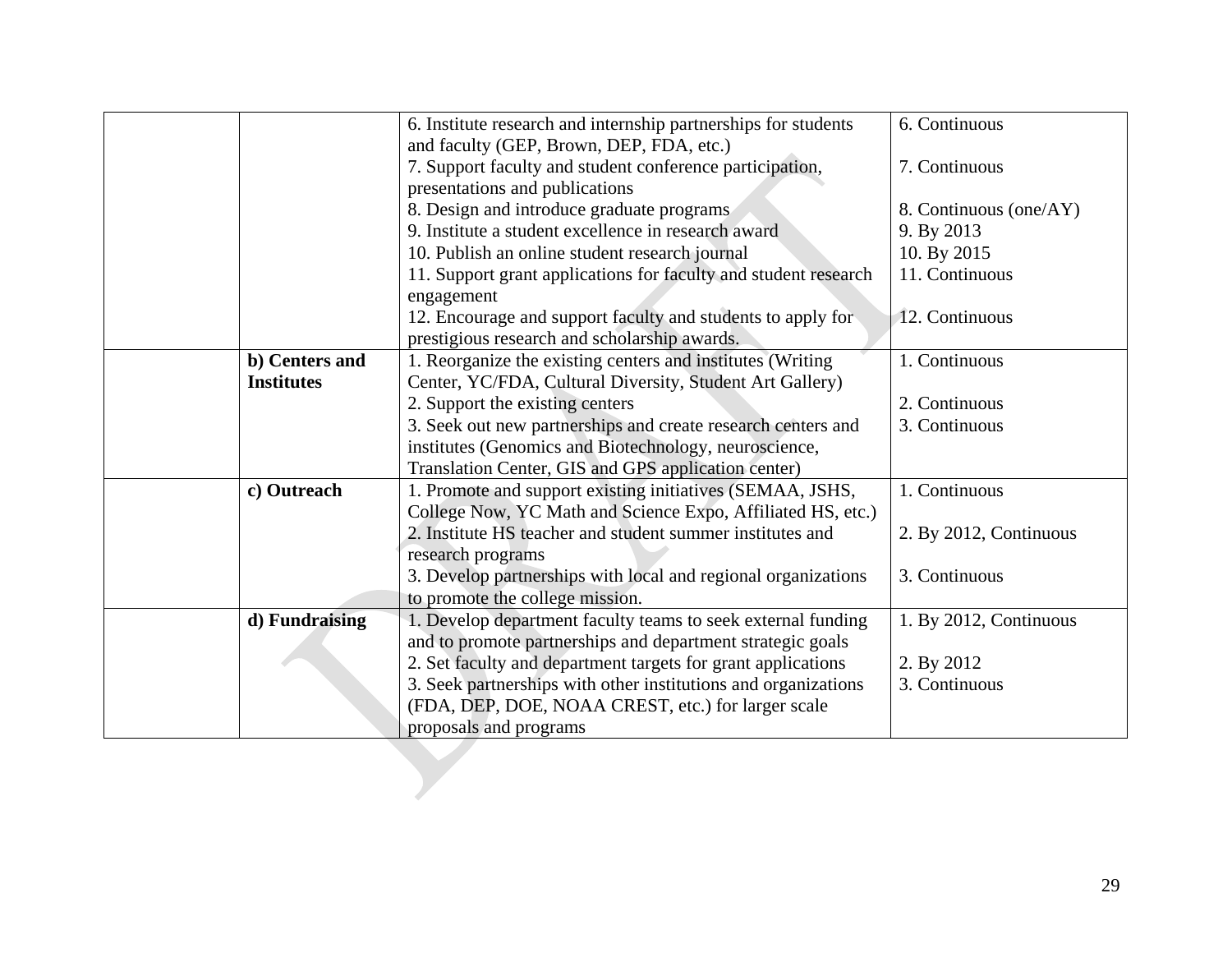| | | | |
|---|---|---|---|
| | | 6. Institute research and internship partnerships for students and faculty (GEP, Brown, DEP, FDA, etc.)<br>7. Support faculty and student conference participation, presentations and publications<br>8. Design and introduce graduate programs<br>9. Institute a student excellence in research award<br>10. Publish an online student research journal<br>11. Support grant applications for faculty and student research engagement<br>12. Encourage and support faculty and students to apply for prestigious research and scholarship awards. | 6. Continuous<br>7. Continuous<br>8. Continuous (one/AY)<br>9. By 2013<br>10. By 2015<br>11. Continuous<br>12. Continuous |
| | **b) Centers and Institutes** | 1. Reorganize the existing centers and institutes (Writing Center, YC/FDA, Cultural Diversity, Student Art Gallery)<br>2. Support the existing centers<br>3. Seek out new partnerships and create research centers and institutes (Genomics and Biotechnology, neuroscience, Translation Center, GIS and GPS application center) | 1. Continuous<br>2. Continuous<br>3. Continuous |
| | **c) Outreach** | 1. Promote and support existing initiatives (SEMAA, JSHS, College Now, YC Math and Science Expo, Affiliated HS, etc.)<br>2. Institute HS teacher and student summer institutes and research programs<br>3. Develop partnerships with local and regional organizations to promote the college mission. | 1. Continuous<br>2. By 2012, Continuous<br>3. Continuous |
| | **d) Fundraising** | 1. Develop department faculty teams to seek external funding and to promote partnerships and department strategic goals<br>2. Set faculty and department targets for grant applications<br>3. Seek partnerships with other institutions and organizations (FDA, DEP, DOE, NOAA CREST, etc.) for larger scale proposals and programs | 1. By 2012, Continuous<br>2. By 2012<br>3. Continuous |